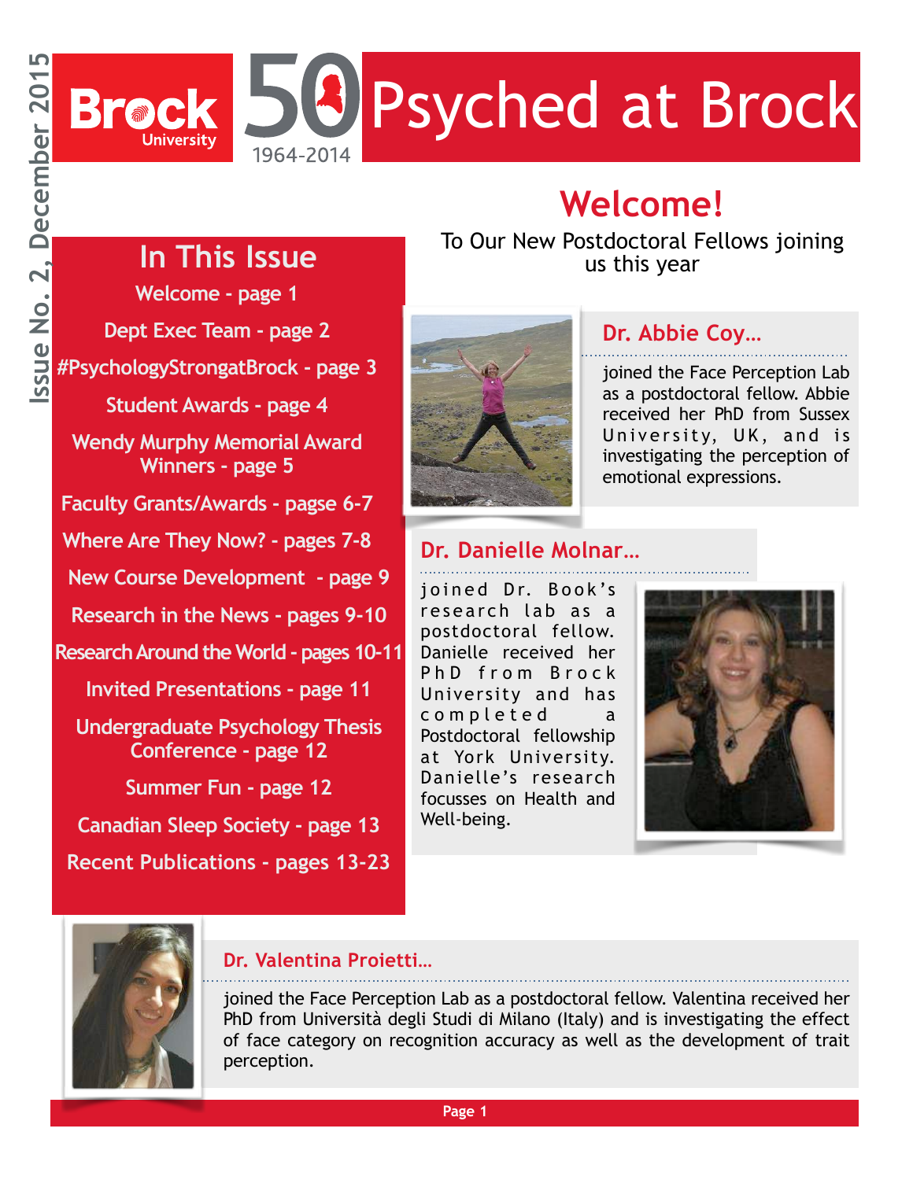Issue No. 2, December 2015

# Psyched at Brock

Brock University 50 1964-2014

## In This Issue

- Welcome - page 1
- Dept Exec Team - page 2
- #PsychologyStrongatBrock - page 3
- Student Awards - page 4
- Wendy Murphy Memorial Award Winners - page 5
- Faculty Grants/Awards - pagse 6-7
- Where Are They Now? - pages 7-8
- New Course Development - page 9
- Research in the News - pages 9-10
- Research Around the World - pages 10-11
- Invited Presentations - page 11
- Undergraduate Psychology Thesis Conference - page 12
- Summer Fun - page 12
- Canadian Sleep Society - page 13
- Recent Publications - pages 13-23

## Welcome!

To Our New Postdoctoral Fellows joining us this year

### Dr. Abbie Coy…

joined the Face Perception Lab as a postdoctoral fellow. Abbie received her PhD from Sussex University, UK, and is investigating the perception of emotional expressions.

### Dr. Danielle Molnar…

joined Dr. Book's research lab as a postdoctoral fellow. Danielle received her PhD from Brock University and has completed a Postdoctoral fellowship at York University. Danielle's research focusses on Health and Well-being.

### Dr. Valentina Proietti…

joined the Face Perception Lab as a postdoctoral fellow. Valentina received her PhD from Università degli Studi di Milano (Italy) and is investigating the effect of face category on recognition accuracy as well as the development of trait perception.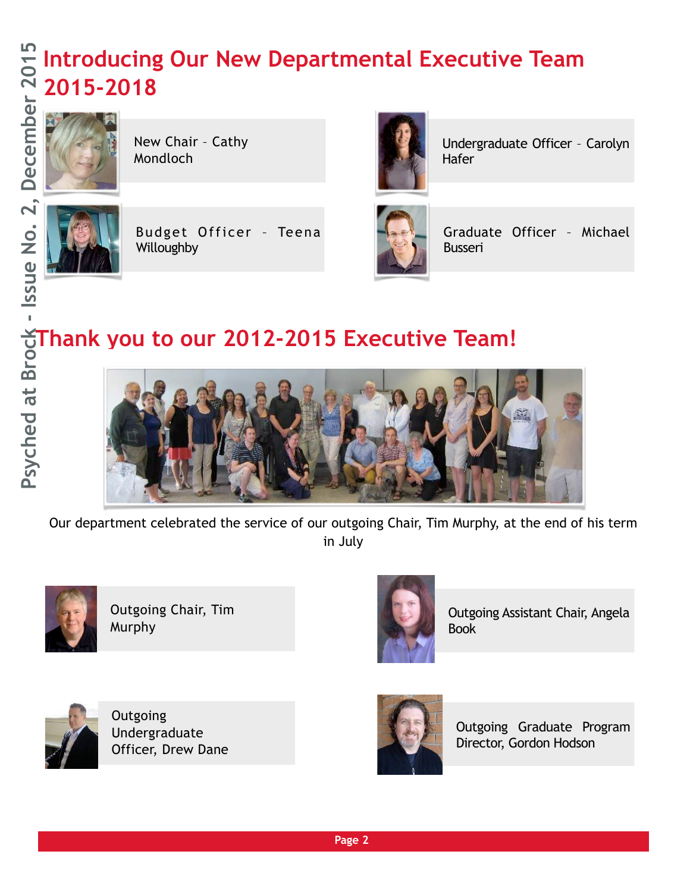# Introducing Our New Departmental Executive Team 2015-2018

New Chair – Cathy Mondloch

Undergraduate Officer – Carolyn Hafer

Budget Officer – Teena Willoughby

Graduate Officer – Michael Busseri

# Thank you to our 2012-2015 Executive Team!

Our department celebrated the service of our outgoing Chair, Tim Murphy, at the end of his term in July

Outgoing Chair, Tim Murphy

Outgoing Assistant Chair, Angela Book

Outgoing Undergraduate Officer, Drew Dane

Outgoing Graduate Program Director, Gordon Hodson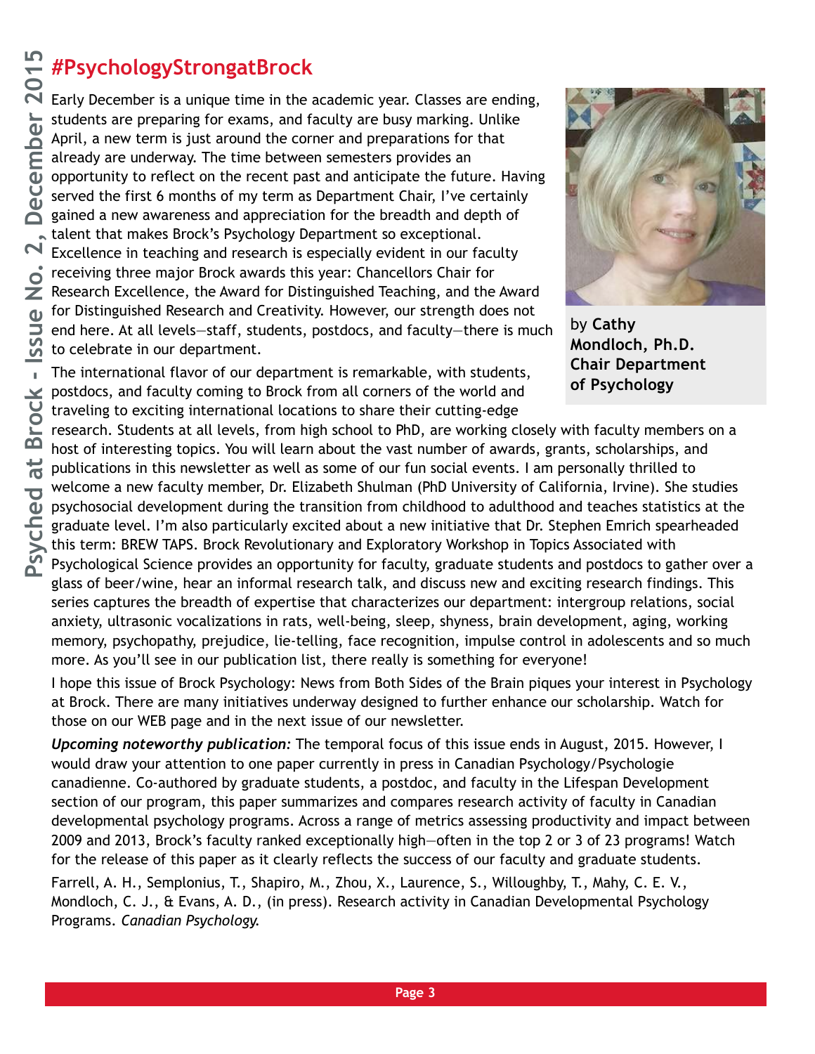# #PsychologyStrongatBrock

by **Cathy Mondloch, Ph.D. Chair Department of Psychology**

Early December is a unique time in the academic year. Classes are ending, students are preparing for exams, and faculty are busy marking. Unlike April, a new term is just around the corner and preparations for that already are underway. The time between semesters provides an opportunity to reflect on the recent past and anticipate the future. Having served the first 6 months of my term as Department Chair, I've certainly gained a new awareness and appreciation for the breadth and depth of talent that makes Brock's Psychology Department so exceptional. Excellence in teaching and research is especially evident in our faculty receiving three major Brock awards this year: Chancellors Chair for Research Excellence, the Award for Distinguished Teaching, and the Award for Distinguished Research and Creativity. However, our strength does not end here. At all levels—staff, students, postdocs, and faculty—there is much to celebrate in our department.

The international flavor of our department is remarkable, with students, postdocs, and faculty coming to Brock from all corners of the world and traveling to exciting international locations to share their cutting-edge research. Students at all levels, from high school to PhD, are working closely with faculty members on a host of interesting topics. You will learn about the vast number of awards, grants, scholarships, and publications in this newsletter as well as some of our fun social events. I am personally thrilled to welcome a new faculty member, Dr. Elizabeth Shulman (PhD University of California, Irvine). She studies psychosocial development during the transition from childhood to adulthood and teaches statistics at the graduate level. I'm also particularly excited about a new initiative that Dr. Stephen Emrich spearheaded this term: BREW TAPS. Brock Revolutionary and Exploratory Workshop in Topics Associated with Psychological Science provides an opportunity for faculty, graduate students and postdocs to gather over a glass of beer/wine, hear an informal research talk, and discuss new and exciting research findings. This series captures the breadth of expertise that characterizes our department: intergroup relations, social anxiety, ultrasonic vocalizations in rats, well-being, sleep, shyness, brain development, aging, working memory, psychopathy, prejudice, lie-telling, face recognition, impulse control in adolescents and so much more. As you'll see in our publication list, there really is something for everyone!

I hope this issue of Brock Psychology: News from Both Sides of the Brain piques your interest in Psychology at Brock. There are many initiatives underway designed to further enhance our scholarship. Watch for those on our WEB page and in the next issue of our newsletter.

***Upcoming noteworthy publication:*** The temporal focus of this issue ends in August, 2015. However, I would draw your attention to one paper currently in press in Canadian Psychology/Psychologie canadienne. Co-authored by graduate students, a postdoc, and faculty in the Lifespan Development section of our program, this paper summarizes and compares research activity of faculty in Canadian developmental psychology programs. Across a range of metrics assessing productivity and impact between 2009 and 2013, Brock's faculty ranked exceptionally high—often in the top 2 or 3 of 23 programs! Watch for the release of this paper as it clearly reflects the success of our faculty and graduate students.

Farrell, A. H., Semplonius, T., Shapiro, M., Zhou, X., Laurence, S., Willoughby, T., Mahy, C. E. V., Mondloch, C. J., & Evans, A. D., (in press). Research activity in Canadian Developmental Psychology Programs. *Canadian Psychology.*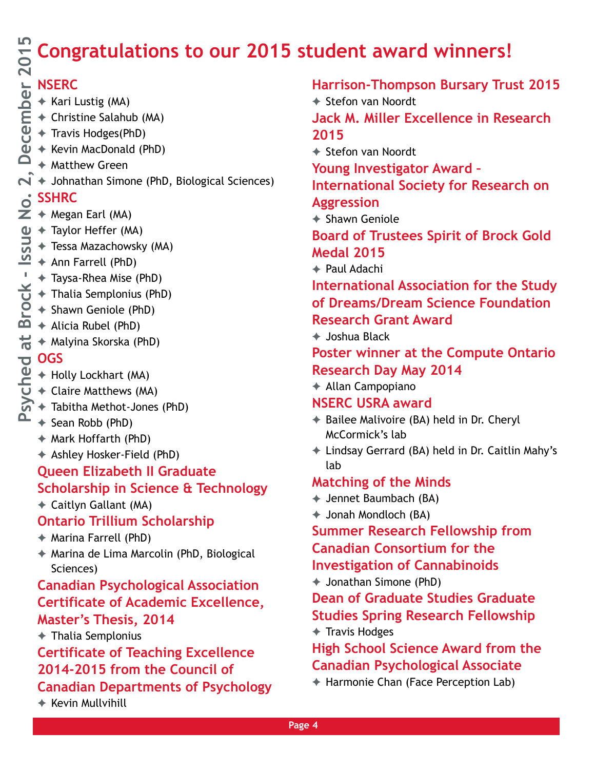# Congratulations to our 2015 student award winners!

## NSERC

- Kari Lustig (MA)
- Christine Salahub (MA)
- Travis Hodges(PhD)
- Kevin MacDonald (PhD)
- Matthew Green
- Johnathan Simone (PhD, Biological Sciences)

## SSHRC

- Megan Earl (MA)
- Taylor Heffer (MA)
- Tessa Mazachowsky (MA)
- Ann Farrell (PhD)
- Taysa-Rhea Mise (PhD)
- Thalia Semplonius (PhD)
- Shawn Geniole (PhD)
- Alicia Rubel (PhD)
- Malyina Skorska (PhD)

## OGS

- Holly Lockhart (MA)
- Claire Matthews (MA)
- Tabitha Methot-Jones (PhD)
- Sean Robb (PhD)
- Mark Hoffarth (PhD)
- Ashley Hosker-Field (PhD)

## Queen Elizabeth II Graduate Scholarship in Science & Technology

- Caitlyn Gallant (MA)

## Ontario Trillium Scholarship

- Marina Farrell (PhD)
- Marina de Lima Marcolin (PhD, Biological Sciences)

## Canadian Psychological Association Certificate of Academic Excellence, Master's Thesis, 2014

- Thalia Semplonius

## Certificate of Teaching Excellence 2014-2015 from the Council of Canadian Departments of Psychology

- Kevin Mullvihill

## Harrison-Thompson Bursary Trust 2015

- Stefon van Noordt

## Jack M. Miller Excellence in Research 2015

- Stefon van Noordt

## Young Investigator Award – International Society for Research on Aggression

- Shawn Geniole

## Board of Trustees Spirit of Brock Gold Medal 2015

- Paul Adachi

## International Association for the Study of Dreams/Dream Science Foundation Research Grant Award

- Joshua Black

## Poster winner at the Compute Ontario Research Day May 2014

- Allan Campopiano

## NSERC USRA award

- Bailee Malivoire (BA) held in Dr. Cheryl McCormick's lab
- Lindsay Gerrard (BA) held in Dr. Caitlin Mahy's lab

## Matching of the Minds

- Jennet Baumbach (BA)
- Jonah Mondloch (BA)

## Summer Research Fellowship from Canadian Consortium for the Investigation of Cannabinoids

- Jonathan Simone (PhD)

## Dean of Graduate Studies Graduate Studies Spring Research Fellowship

- Travis Hodges

## High School Science Award from the Canadian Psychological Associate

- Harmonie Chan (Face Perception Lab)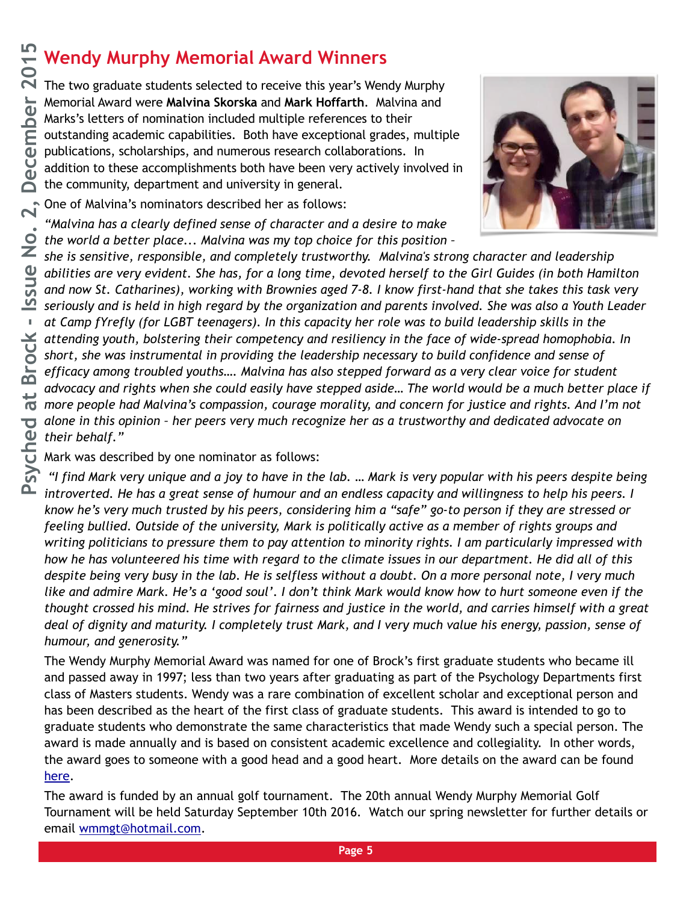# Wendy Murphy Memorial Award Winners

The two graduate students selected to receive this year's Wendy Murphy Memorial Award were **Malvina Skorska** and **Mark Hoffarth**. Malvina and Marks's letters of nomination included multiple references to their outstanding academic capabilities. Both have exceptional grades, multiple publications, scholarships, and numerous research collaborations. In addition to these accomplishments both have been very actively involved in the community, department and university in general.

One of Malvina's nominators described her as follows:

*"Malvina has a clearly defined sense of character and a desire to make the world a better place... Malvina was my top choice for this position – she is sensitive, responsible, and completely trustworthy. Malvina's strong character and leadership abilities are very evident. She has, for a long time, devoted herself to the Girl Guides (in both Hamilton and now St. Catharines), working with Brownies aged 7-8. I know first-hand that she takes this task very seriously and is held in high regard by the organization and parents involved. She was also a Youth Leader at Camp fYrefly (for LGBT teenagers). In this capacity her role was to build leadership skills in the attending youth, bolstering their competency and resiliency in the face of wide-spread homophobia. In short, she was instrumental in providing the leadership necessary to build confidence and sense of efficacy among troubled youths…. Malvina has also stepped forward as a very clear voice for student advocacy and rights when she could easily have stepped aside… The world would be a much better place if more people had Malvina's compassion, courage morality, and concern for justice and rights. And I'm not alone in this opinion – her peers very much recognize her as a trustworthy and dedicated advocate on their behalf."*

Mark was described by one nominator as follows:

*"I find Mark very unique and a joy to have in the lab. … Mark is very popular with his peers despite being introverted. He has a great sense of humour and an endless capacity and willingness to help his peers. I know he's very much trusted by his peers, considering him a "safe" go-to person if they are stressed or feeling bullied. Outside of the university, Mark is politically active as a member of rights groups and writing politicians to pressure them to pay attention to minority rights. I am particularly impressed with how he has volunteered his time with regard to the climate issues in our department. He did all of this despite being very busy in the lab. He is selfless without a doubt. On a more personal note, I very much like and admire Mark. He's a 'good soul'. I don't think Mark would know how to hurt someone even if the thought crossed his mind. He strives for fairness and justice in the world, and carries himself with a great deal of dignity and maturity. I completely trust Mark, and I very much value his energy, passion, sense of humour, and generosity."*

The Wendy Murphy Memorial Award was named for one of Brock's first graduate students who became ill and passed away in 1997; less than two years after graduating as part of the Psychology Departments first class of Masters students. Wendy was a rare combination of excellent scholar and exceptional person and has been described as the heart of the first class of graduate students. This award is intended to go to graduate students who demonstrate the same characteristics that made Wendy such a special person. The award is made annually and is based on consistent academic excellence and collegiality. In other words, the award goes to someone with a good head and a good heart. More details on the award can be found here.

The award is funded by an annual golf tournament. The 20th annual Wendy Murphy Memorial Golf Tournament will be held Saturday September 10th 2016. Watch our spring newsletter for further details or email wmmgt@hotmail.com.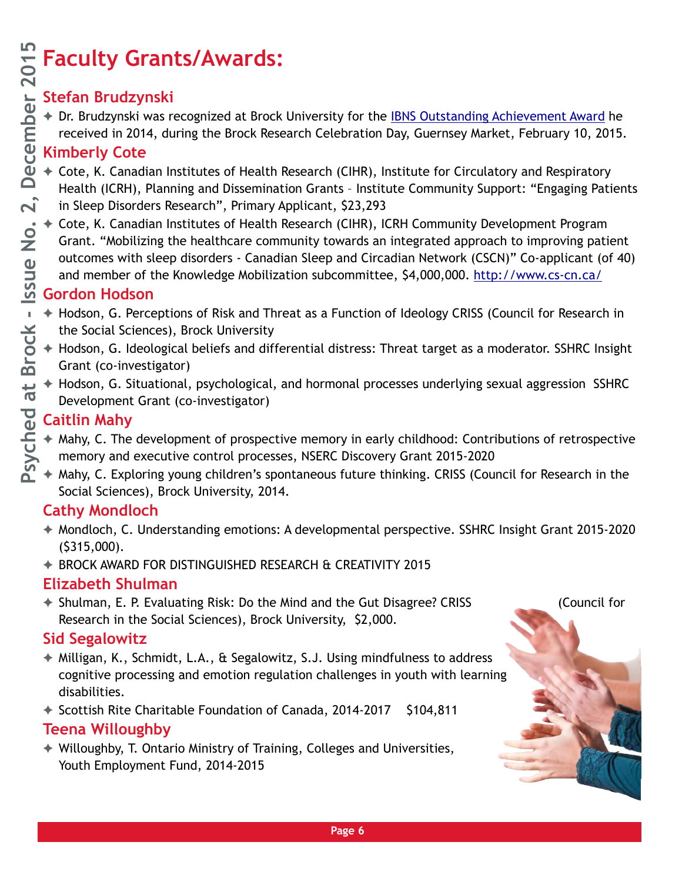# Faculty Grants/Awards:

## Stefan Brudzynski

- Dr. Brudzynski was recognized at Brock University for the [IBNS Outstanding Achievement Award](#) he received in 2014, during the Brock Research Celebration Day, Guernsey Market, February 10, 2015.

## Kimberly Cote

- Cote, K. Canadian Institutes of Health Research (CIHR), Institute for Circulatory and Respiratory Health (ICRH), Planning and Dissemination Grants – Institute Community Support: "Engaging Patients in Sleep Disorders Research", Primary Applicant, $23,293
- Cote, K. Canadian Institutes of Health Research (CIHR), ICRH Community Development Program Grant. "Mobilizing the healthcare community towards an integrated approach to improving patient outcomes with sleep disorders - Canadian Sleep and Circadian Network (CSCN)" Co-applicant (of 40) and member of the Knowledge Mobilization subcommittee, $4,000,000. http://www.cs-cn.ca/

## Gordon Hodson

- Hodson, G. Perceptions of Risk and Threat as a Function of Ideology CRISS (Council for Research in the Social Sciences), Brock University
- Hodson, G. Ideological beliefs and differential distress: Threat target as a moderator. SSHRC Insight Grant (co-investigator)
- Hodson, G. Situational, psychological, and hormonal processes underlying sexual aggression SSHRC Development Grant (co-investigator)

## Caitlin Mahy

- Mahy, C. The development of prospective memory in early childhood: Contributions of retrospective memory and executive control processes, NSERC Discovery Grant 2015-2020
- Mahy, C. Exploring young children's spontaneous future thinking. CRISS (Council for Research in the Social Sciences), Brock University, 2014.

## Cathy Mondloch

- Mondloch, C. Understanding emotions: A developmental perspective. SSHRC Insight Grant 2015-2020 ($315,000).
- BROCK AWARD FOR DISTINGUISHED RESEARCH & CREATIVITY 2015

## Elizabeth Shulman

- Shulman, E. P. Evaluating Risk: Do the Mind and the Gut Disagree? CRISS (Council for Research in the Social Sciences), Brock University, $2,000.

## Sid Segalowitz

- Milligan, K., Schmidt, L.A., & Segalowitz, S.J. Using mindfulness to address cognitive processing and emotion regulation challenges in youth with learning disabilities.
- Scottish Rite Charitable Foundation of Canada, 2014-2017 $104,811

## Teena Willoughby

- Willoughby, T. Ontario Ministry of Training, Colleges and Universities, Youth Employment Fund, 2014-2015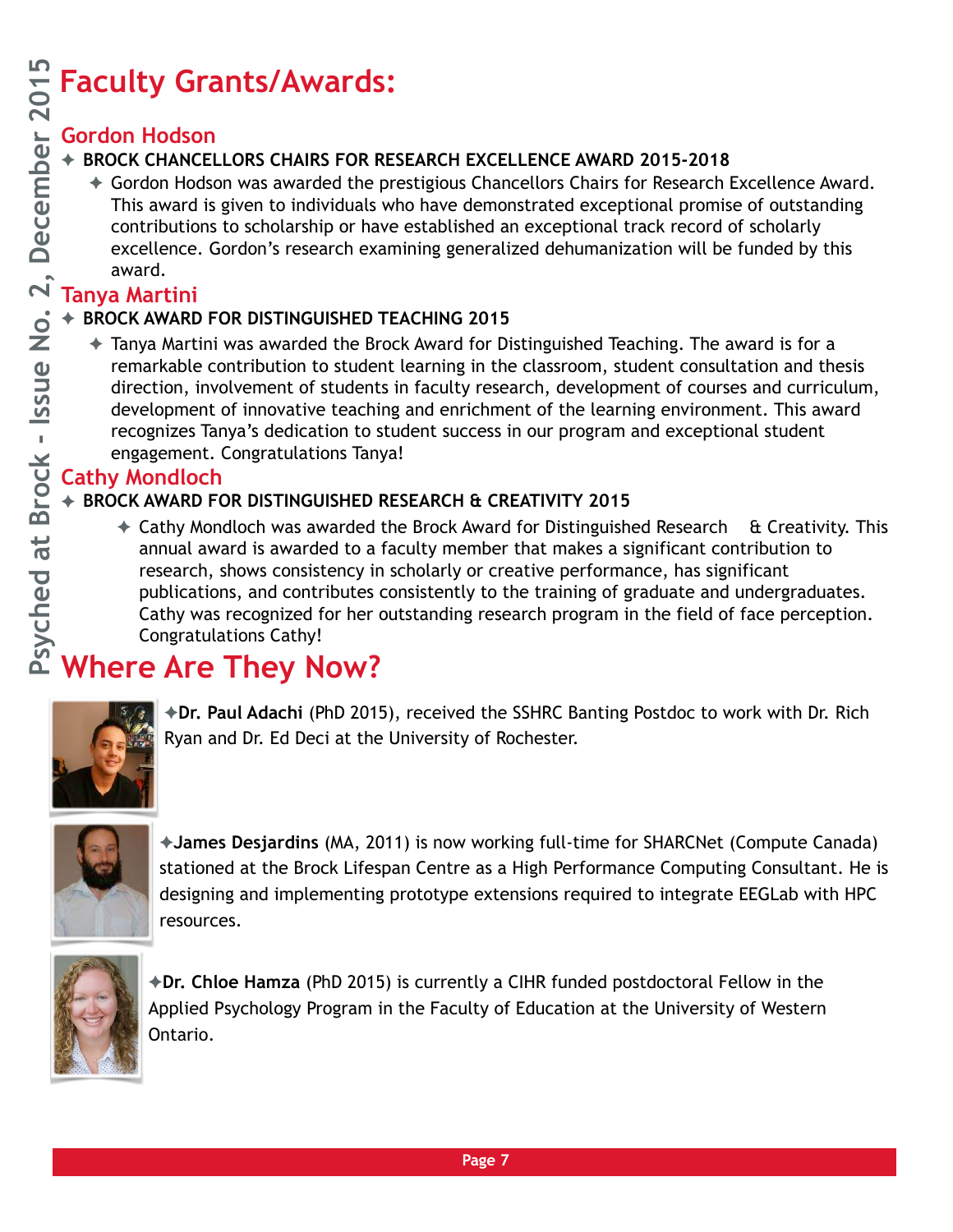# Faculty Grants/Awards:

## Gordon Hodson

- **BROCK CHANCELLORS CHAIRS FOR RESEARCH EXCELLENCE AWARD 2015-2018**
  - Gordon Hodson was awarded the prestigious Chancellors Chairs for Research Excellence Award. This award is given to individuals who have demonstrated exceptional promise of outstanding contributions to scholarship or have established an exceptional track record of scholarly excellence. Gordon's research examining generalized dehumanization will be funded by this award.

## Tanya Martini

- **BROCK AWARD FOR DISTINGUISHED TEACHING 2015**
  - Tanya Martini was awarded the Brock Award for Distinguished Teaching. The award is for a remarkable contribution to student learning in the classroom, student consultation and thesis direction, involvement of students in faculty research, development of courses and curriculum, development of innovative teaching and enrichment of the learning environment. This award recognizes Tanya's dedication to student success in our program and exceptional student engagement. Congratulations Tanya!

## Cathy Mondloch

- **BROCK AWARD FOR DISTINGUISHED RESEARCH & CREATIVITY 2015**
  - Cathy Mondloch was awarded the Brock Award for Distinguished Research & Creativity. This annual award is awarded to a faculty member that makes a significant contribution to research, shows consistency in scholarly or creative performance, has significant publications, and contributes consistently to the training of graduate and undergraduates. Cathy was recognized for her outstanding research program in the field of face perception. Congratulations Cathy!

# Where Are They Now?

✦**Dr. Paul Adachi** (PhD 2015), received the SSHRC Banting Postdoc to work with Dr. Rich Ryan and Dr. Ed Deci at the University of Rochester.

✦**James Desjardins** (MA, 2011) is now working full-time for SHARCNet (Compute Canada) stationed at the Brock Lifespan Centre as a High Performance Computing Consultant. He is designing and implementing prototype extensions required to integrate EEGLab with HPC resources.

✦**Dr. Chloe Hamza** (PhD 2015) is currently a CIHR funded postdoctoral Fellow in the Applied Psychology Program in the Faculty of Education at the University of Western Ontario.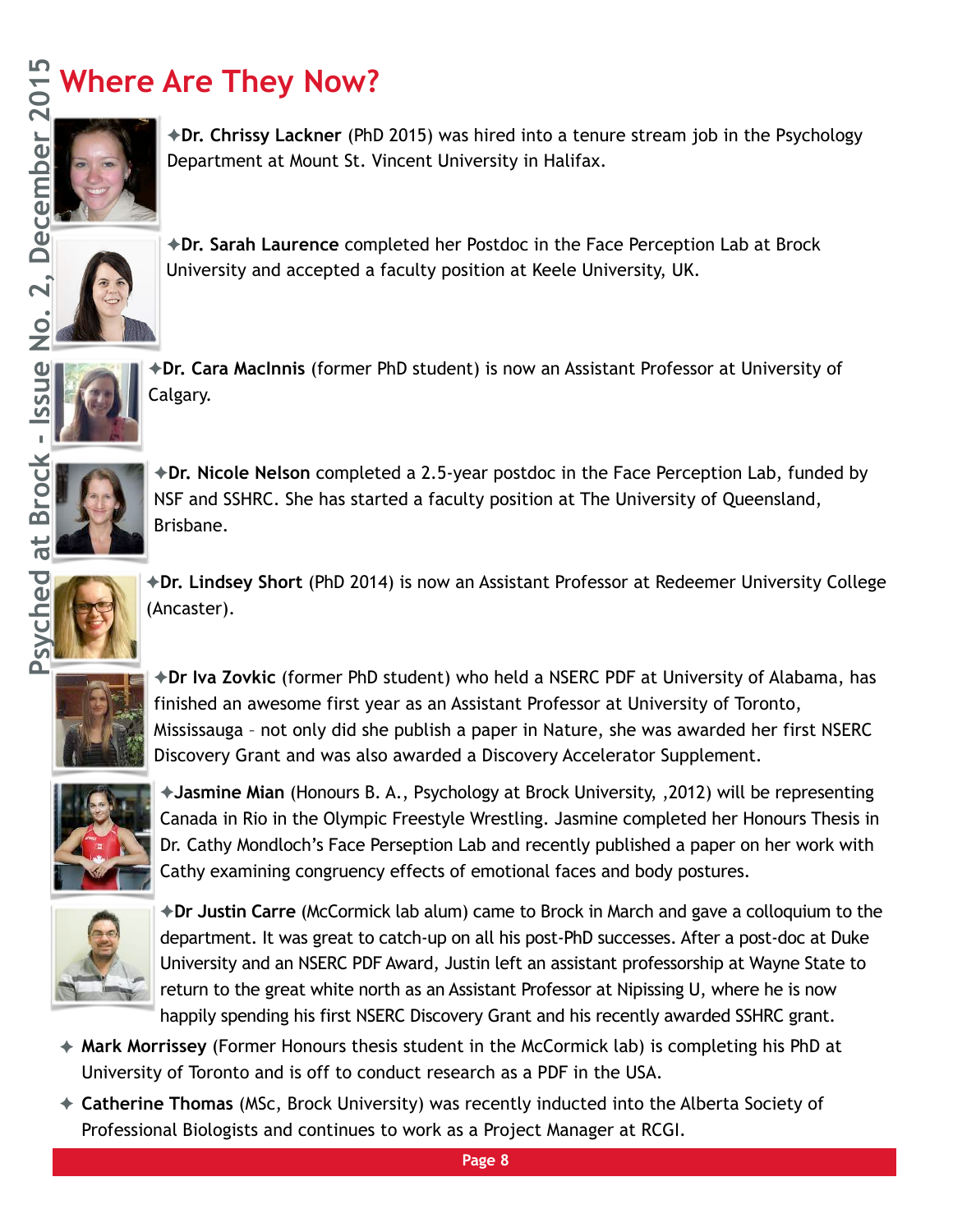# Where Are They Now?

✦**Dr. Chrissy Lackner** (PhD 2015) was hired into a tenure stream job in the Psychology Department at Mount St. Vincent University in Halifax.

✦**Dr. Sarah Laurence** completed her Postdoc in the Face Perception Lab at Brock University and accepted a faculty position at Keele University, UK.

✦**Dr. Cara MacInnis** (former PhD student) is now an Assistant Professor at University of Calgary.

✦**Dr. Nicole Nelson** completed a 2.5-year postdoc in the Face Perception Lab, funded by NSF and SSHRC. She has started a faculty position at The University of Queensland, Brisbane.

✦**Dr. Lindsey Short** (PhD 2014) is now an Assistant Professor at Redeemer University College (Ancaster).

✦**Dr Iva Zovkic** (former PhD student) who held a NSERC PDF at University of Alabama, has finished an awesome first year as an Assistant Professor at University of Toronto, Mississauga – not only did she publish a paper in Nature, she was awarded her first NSERC Discovery Grant and was also awarded a Discovery Accelerator Supplement.

✦**Jasmine Mian** (Honours B. A., Psychology at Brock University, ,2012) will be representing Canada in Rio in the Olympic Freestyle Wrestling. Jasmine completed her Honours Thesis in Dr. Cathy Mondloch's Face Perseption Lab and recently published a paper on her work with Cathy examining congruency effects of emotional faces and body postures.

✦**Dr Justin Carre** (McCormick lab alum) came to Brock in March and gave a colloquium to the department. It was great to catch-up on all his post-PhD successes. After a post-doc at Duke University and an NSERC PDF Award, Justin left an assistant professorship at Wayne State to return to the great white north as an Assistant Professor at Nipissing U, where he is now happily spending his first NSERC Discovery Grant and his recently awarded SSHRC grant.

- **Mark Morrissey** (Former Honours thesis student in the McCormick lab) is completing his PhD at University of Toronto and is off to conduct research as a PDF in the USA.
- **Catherine Thomas** (MSc, Brock University) was recently inducted into the Alberta Society of Professional Biologists and continues to work as a Project Manager at RCGI.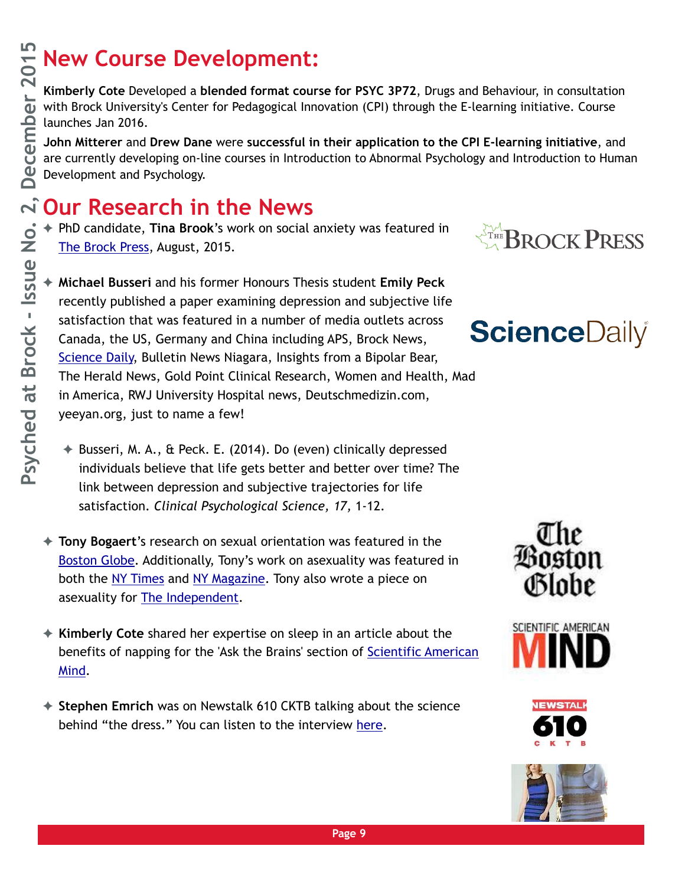# New Course Development:

**Kimberly Cote** Developed a **blended format course for PSYC 3P72**, Drugs and Behaviour, in consultation with Brock University's Center for Pedagogical Innovation (CPI) through the E-learning initiative. Course launches Jan 2016.

**John Mitterer** and **Drew Dane** were **successful in their application to the CPI E-learning initiative**, and are currently developing on-line courses in Introduction to Abnormal Psychology and Introduction to Human Development and Psychology.

# Our Research in the News

- PhD candidate, **Tina Brook**'s work on social anxiety was featured in The Brock Press, August, 2015.

- **Michael Busseri** and his former Honours Thesis student **Emily Peck** recently published a paper examining depression and subjective life satisfaction that was featured in a number of media outlets across Canada, the US, Germany and China including APS, Brock News, Science Daily, Bulletin News Niagara, Insights from a Bipolar Bear, The Herald News, Gold Point Clinical Research, Women and Health, Mad in America, RWJ University Hospital news, Deutschmedizin.com, yeeyan.org, just to name a few!

  - Busseri, M. A., & Peck. E. (2014). Do (even) clinically depressed individuals believe that life gets better and better over time? The link between depression and subjective trajectories for life satisfaction. *Clinical Psychological Science, 17,* 1-12.

- **Tony Bogaert**'s research on sexual orientation was featured in the Boston Globe. Additionally, Tony's work on asexuality was featured in both the NY Times and NY Magazine. Tony also wrote a piece on asexuality for The Independent.

- **Kimberly Cote** shared her expertise on sleep in an article about the benefits of napping for the 'Ask the Brains' section of Scientific American Mind.

- **Stephen Emrich** was on Newstalk 610 CKTB talking about the science behind "the dress." You can listen to the interview here.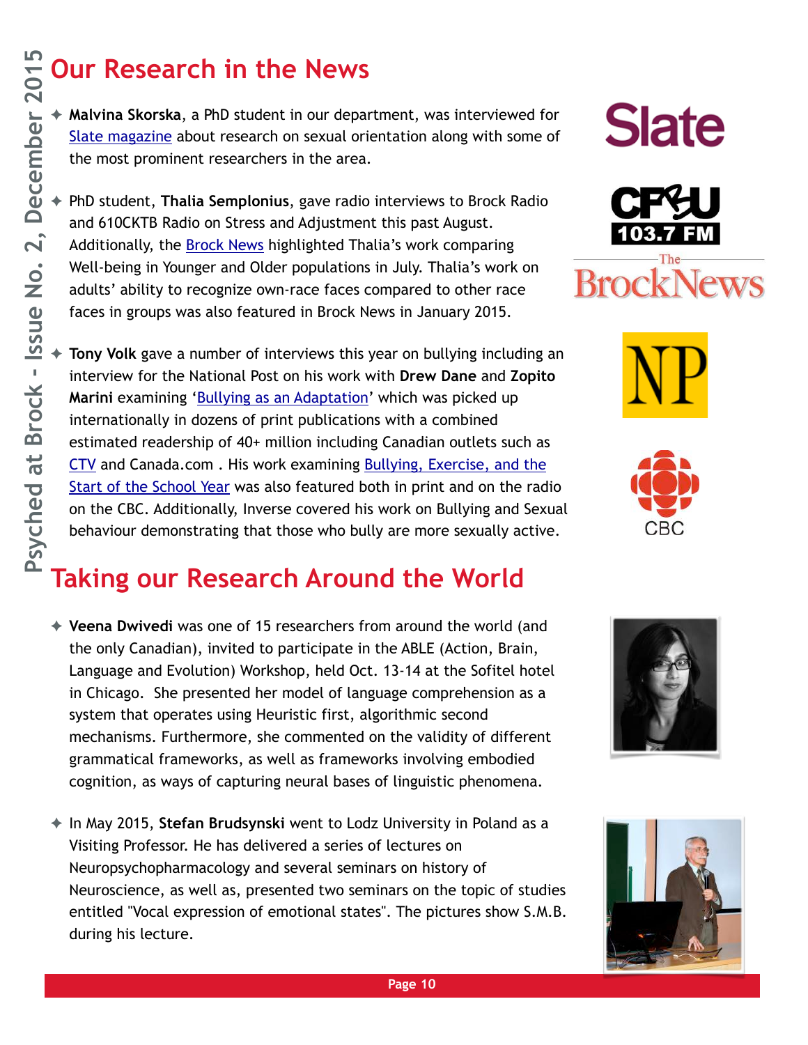# Our Research in the News

- **Malvina Skorska**, a PhD student in our department, was interviewed for Slate magazine about research on sexual orientation along with some of the most prominent researchers in the area.

- PhD student, **Thalia Semplonius**, gave radio interviews to Brock Radio and 610CKTB Radio on Stress and Adjustment this past August. Additionally, the Brock News highlighted Thalia's work comparing Well-being in Younger and Older populations in July. Thalia's work on adults' ability to recognize own-race faces compared to other race faces in groups was also featured in Brock News in January 2015.

- **Tony Volk** gave a number of interviews this year on bullying including an interview for the National Post on his work with **Drew Dane** and **Zopito Marini** examining 'Bullying as an Adaptation' which was picked up internationally in dozens of print publications with a combined estimated readership of 40+ million including Canadian outlets such as CTV and Canada.com . His work examining Bullying, Exercise, and the Start of the School Year was also featured both in print and on the radio on the CBC. Additionally, Inverse covered his work on Bullying and Sexual behaviour demonstrating that those who bully are more sexually active.

# Taking our Research Around the World

- **Veena Dwivedi** was one of 15 researchers from around the world (and the only Canadian), invited to participate in the ABLE (Action, Brain, Language and Evolution) Workshop, held Oct. 13-14 at the Sofitel hotel in Chicago. She presented her model of language comprehension as a system that operates using Heuristic first, algorithmic second mechanisms. Furthermore, she commented on the validity of different grammatical frameworks, as well as frameworks involving embodied cognition, as ways of capturing neural bases of linguistic phenomena.

- In May 2015, **Stefan Brudsynski** went to Lodz University in Poland as a Visiting Professor. He has delivered a series of lectures on Neuropsychopharmacology and several seminars on history of Neuroscience, as well as, presented two seminars on the topic of studies entitled "Vocal expression of emotional states". The pictures show S.M.B. during his lecture.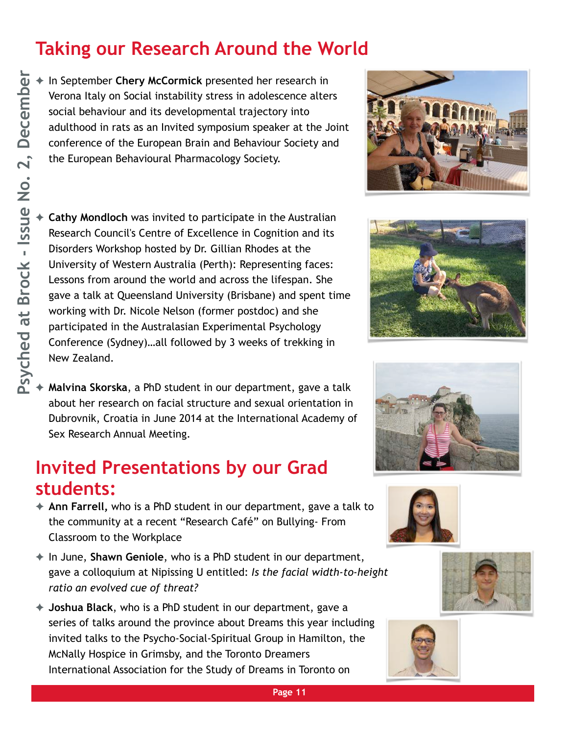## Taking our Research Around the World

- In September **Chery McCormick** presented her research in Verona Italy on Social instability stress in adolescence alters social behaviour and its developmental trajectory into adulthood in rats as an Invited symposium speaker at the Joint conference of the European Brain and Behaviour Society and the European Behavioural Pharmacology Society.

- **Cathy Mondloch** was invited to participate in the Australian Research Council's Centre of Excellence in Cognition and its Disorders Workshop hosted by Dr. Gillian Rhodes at the University of Western Australia (Perth): Representing faces: Lessons from around the world and across the lifespan. She gave a talk at Queensland University (Brisbane) and spent time working with Dr. Nicole Nelson (former postdoc) and she participated in the Australasian Experimental Psychology Conference (Sydney)…all followed by 3 weeks of trekking in New Zealand.

- **Malvina Skorska**, a PhD student in our department, gave a talk about her research on facial structure and sexual orientation in Dubrovnik, Croatia in June 2014 at the International Academy of Sex Research Annual Meeting.

## Invited Presentations by our Grad students:

- **Ann Farrell,** who is a PhD student in our department, gave a talk to the community at a recent "Research Café" on Bullying- From Classroom to the Workplace

- In June, **Shawn Geniole**, who is a PhD student in our department, gave a colloquium at Nipissing U entitled: *Is the facial width-to-height ratio an evolved cue of threat?*

- **Joshua Black**, who is a PhD student in our department, gave a series of talks around the province about Dreams this year including invited talks to the Psycho-Social-Spiritual Group in Hamilton, the McNally Hospice in Grimsby, and the Toronto Dreamers International Association for the Study of Dreams in Toronto on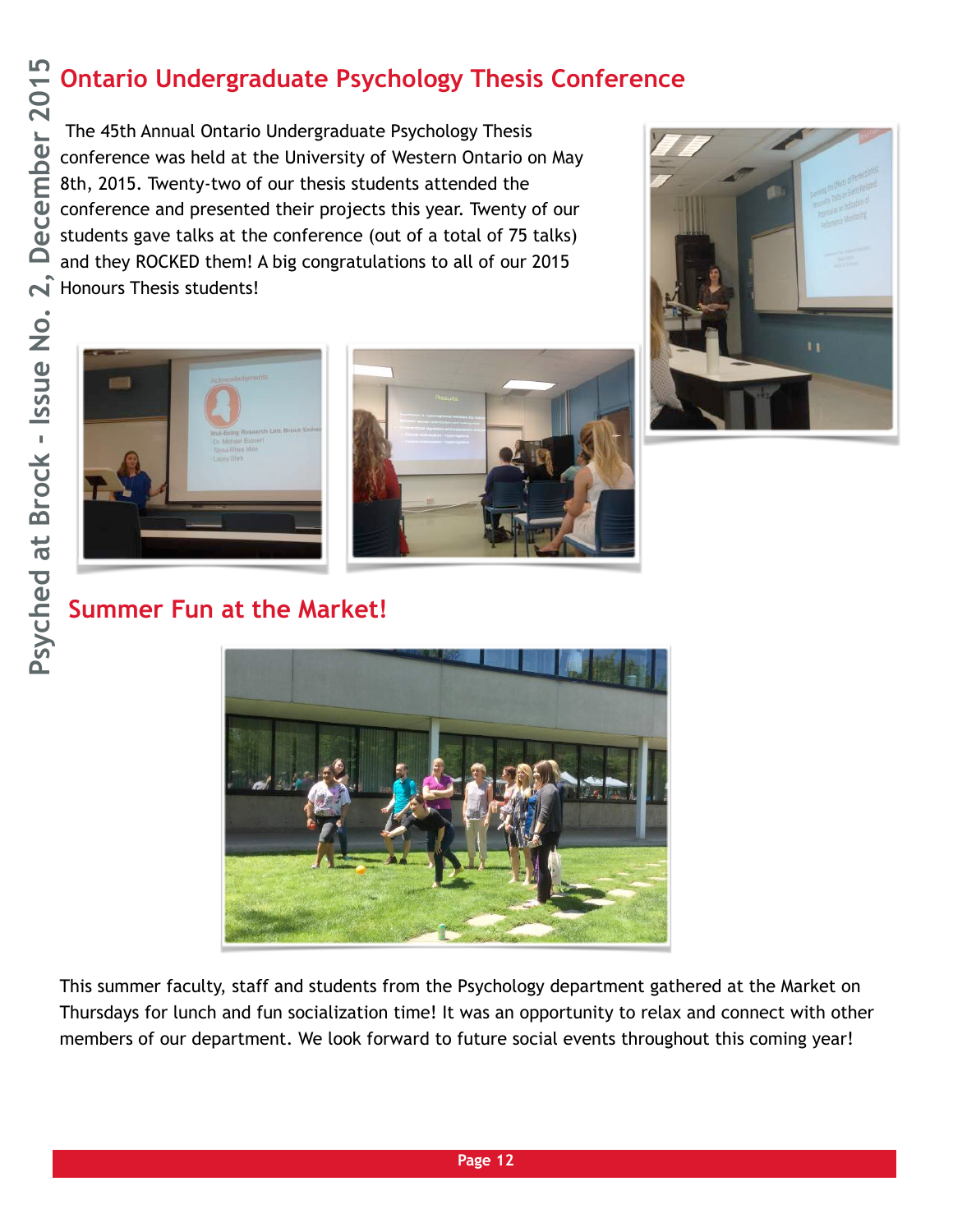## Ontario Undergraduate Psychology Thesis Conference

The 45th Annual Ontario Undergraduate Psychology Thesis conference was held at the University of Western Ontario on May 8th, 2015. Twenty-two of our thesis students attended the conference and presented their projects this year. Twenty of our students gave talks at the conference (out of a total of 75 talks) and they ROCKED them! A big congratulations to all of our 2015 Honours Thesis students!

## Summer Fun at the Market!

This summer faculty, staff and students from the Psychology department gathered at the Market on Thursdays for lunch and fun socialization time! It was an opportunity to relax and connect with other members of our department. We look forward to future social events throughout this coming year!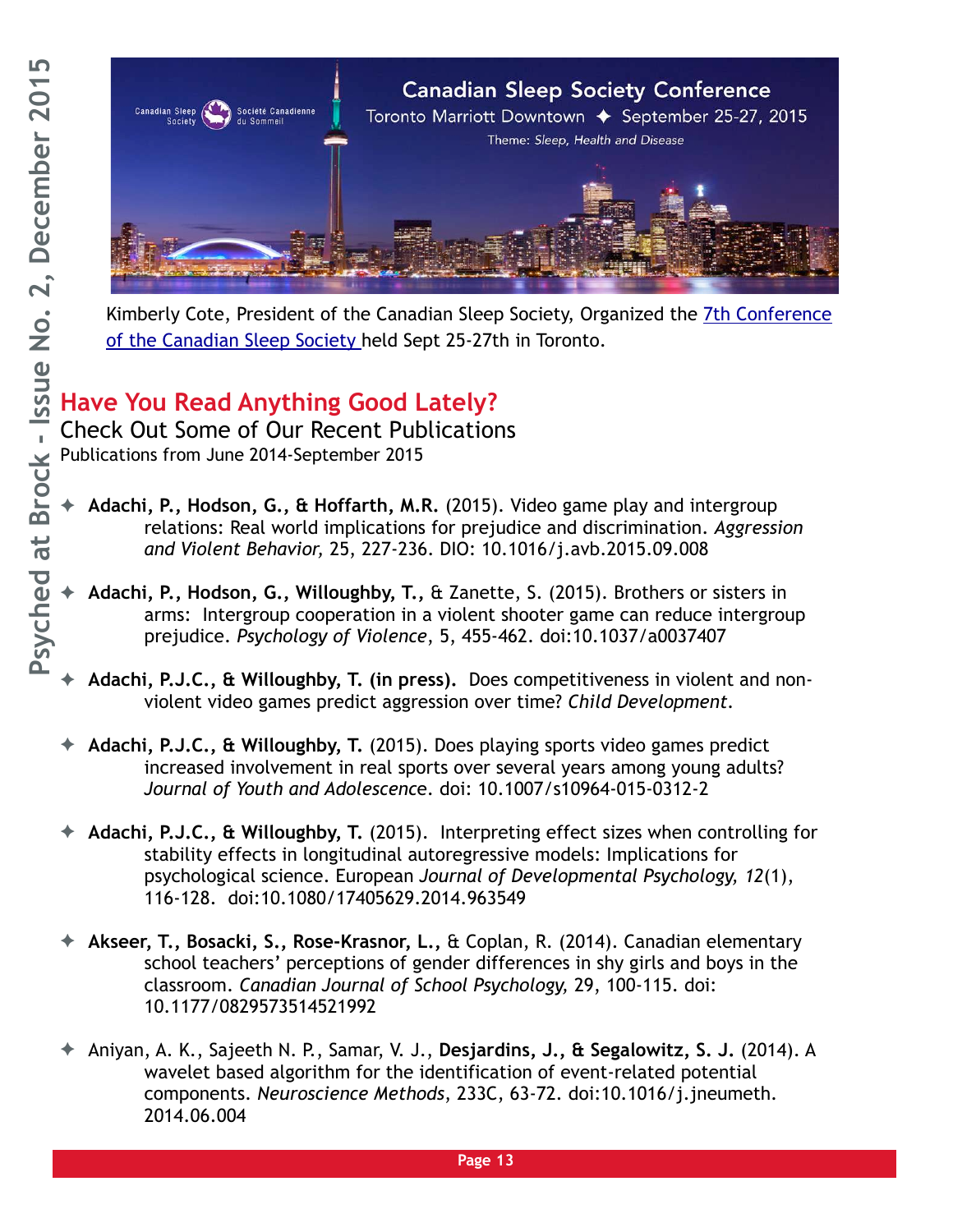Kimberly Cote, President of the Canadian Sleep Society, Organized the 7th Conference of the Canadian Sleep Society held Sept 25-27th in Toronto.

## Have You Read Anything Good Lately?

### Check Out Some of Our Recent Publications

Publications from June 2014-September 2015

- **Adachi, P., Hodson, G., & Hoffarth, M.R.** (2015). Video game play and intergroup relations: Real world implications for prejudice and discrimination. *Aggression and Violent Behavior,* 25, 227-236. DIO: 10.1016/j.avb.2015.09.008

- **Adachi, P., Hodson, G., Willoughby, T.,** & Zanette, S. (2015). Brothers or sisters in arms: Intergroup cooperation in a violent shooter game can reduce intergroup prejudice. *Psychology of Violence*, 5, 455-462. doi:10.1037/a0037407

- **Adachi, P.J.C., & Willoughby, T. (in press).** Does competitiveness in violent and non-violent video games predict aggression over time? *Child Development*.

- **Adachi, P.J.C., & Willoughby, T.** (2015). Does playing sports video games predict increased involvement in real sports over several years among young adults? *Journal of Youth and Adolescence*. doi: 10.1007/s10964-015-0312-2

- **Adachi, P.J.C., & Willoughby, T.** (2015). Interpreting effect sizes when controlling for stability effects in longitudinal autoregressive models: Implications for psychological science. European *Journal of Developmental Psychology, 12*(1), 116-128. doi:10.1080/17405629.2014.963549

- **Akseer, T., Bosacki, S., Rose-Krasnor, L.,** & Coplan, R. (2014). Canadian elementary school teachers' perceptions of gender differences in shy girls and boys in the classroom. *Canadian Journal of School Psychology,* 29, 100-115. doi: 10.1177/0829573514521992

- Aniyan, A. K., Sajeeth N. P., Samar, V. J., **Desjardins, J., & Segalowitz, S. J.** (2014). A wavelet based algorithm for the identification of event-related potential components. *Neuroscience Methods*, 233C, 63-72. doi:10.1016/j.jneumeth.2014.06.004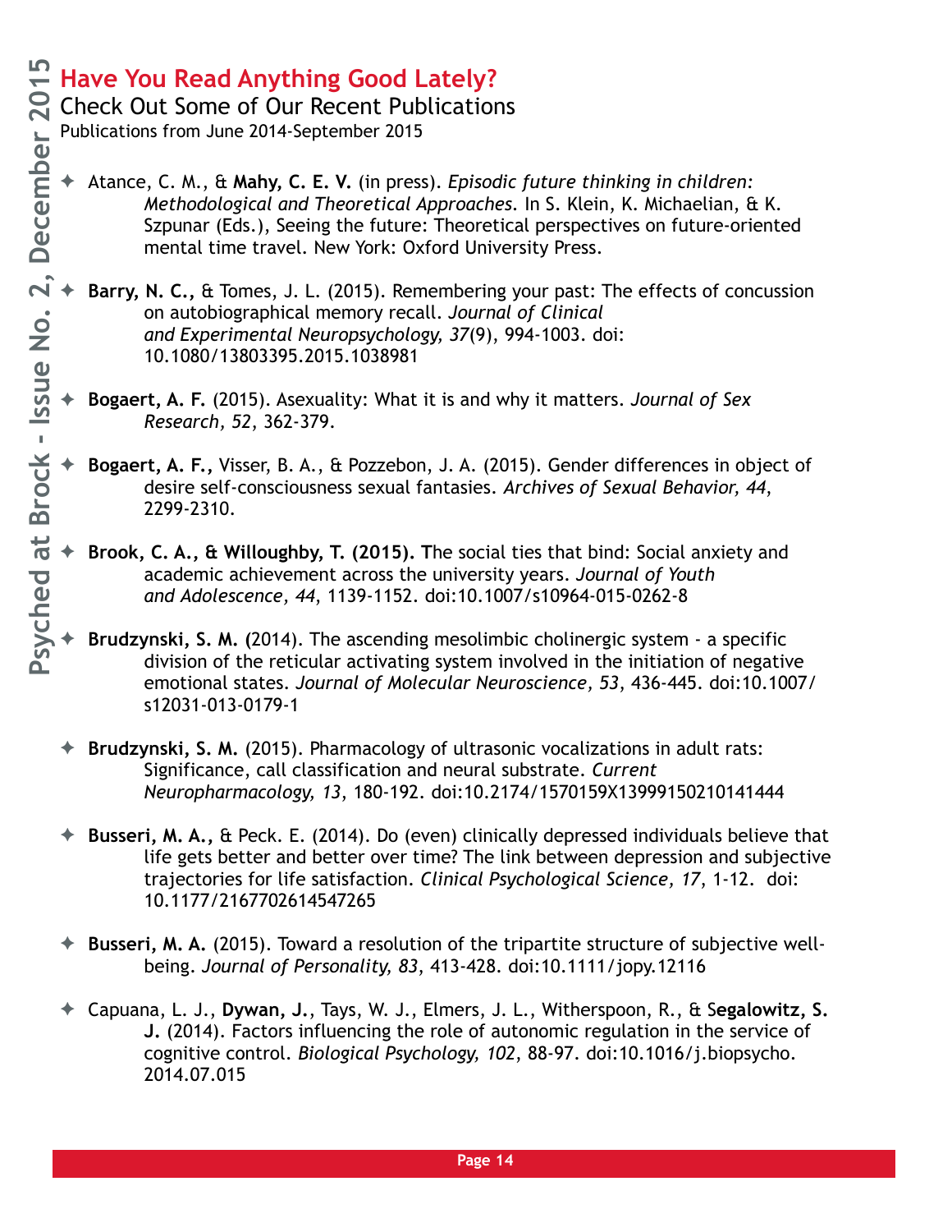## Have You Read Anything Good Lately?

### Check Out Some of Our Recent Publications

Publications from June 2014-September 2015

- Atance, C. M., & **Mahy, C. E. V.** (in press). *Episodic future thinking in children: Methodological and Theoretical Approaches*. In S. Klein, K. Michaelian, & K. Szpunar (Eds.), Seeing the future: Theoretical perspectives on future-oriented mental time travel. New York: Oxford University Press.

- **Barry, N. C.,** & Tomes, J. L. (2015). Remembering your past: The effects of concussion on autobiographical memory recall. *Journal of Clinical and Experimental Neuropsychology, 37*(9), 994-1003. doi: 10.1080/13803395.2015.1038981

- **Bogaert, A. F.** (2015). Asexuality: What it is and why it matters. *Journal of Sex Research, 52*, 362-379.

- **Bogaert, A. F.,** Visser, B. A., & Pozzebon, J. A. (2015). Gender differences in object of desire self-consciousness sexual fantasies. *Archives of Sexual Behavior, 44*, 2299-2310.

- **Brook, C. A., & Willoughby, T. (2015).** The social ties that bind: Social anxiety and academic achievement across the university years. *Journal of Youth and Adolescence, 44*, 1139-1152. doi:10.1007/s10964-015-0262-8

- **Brudzynski, S. M.** (2014). The ascending mesolimbic cholinergic system - a specific division of the reticular activating system involved in the initiation of negative emotional states. *Journal of Molecular Neuroscience, 53*, 436-445. doi:10.1007/s12031-013-0179-1

- **Brudzynski, S. M.** (2015). Pharmacology of ultrasonic vocalizations in adult rats: Significance, call classification and neural substrate. *Current Neuropharmacology, 13*, 180-192. doi:10.2174/1570159X13999150210141444

- **Busseri, M. A.,** & Peck. E. (2014). Do (even) clinically depressed individuals believe that life gets better and better over time? The link between depression and subjective trajectories for life satisfaction. *Clinical Psychological Science, 17*, 1-12. doi: 10.1177/2167702614547265

- **Busseri, M. A.** (2015). Toward a resolution of the tripartite structure of subjective well-being. *Journal of Personality, 83*, 413-428. doi:10.1111/jopy.12116

- Capuana, L. J., **Dywan, J.**, Tays, W. J., Elmers, J. L., Witherspoon, R., & **Segalowitz, S. J.** (2014). Factors influencing the role of autonomic regulation in the service of cognitive control. *Biological Psychology, 102*, 88-97. doi:10.1016/j.biopsycho.2014.07.015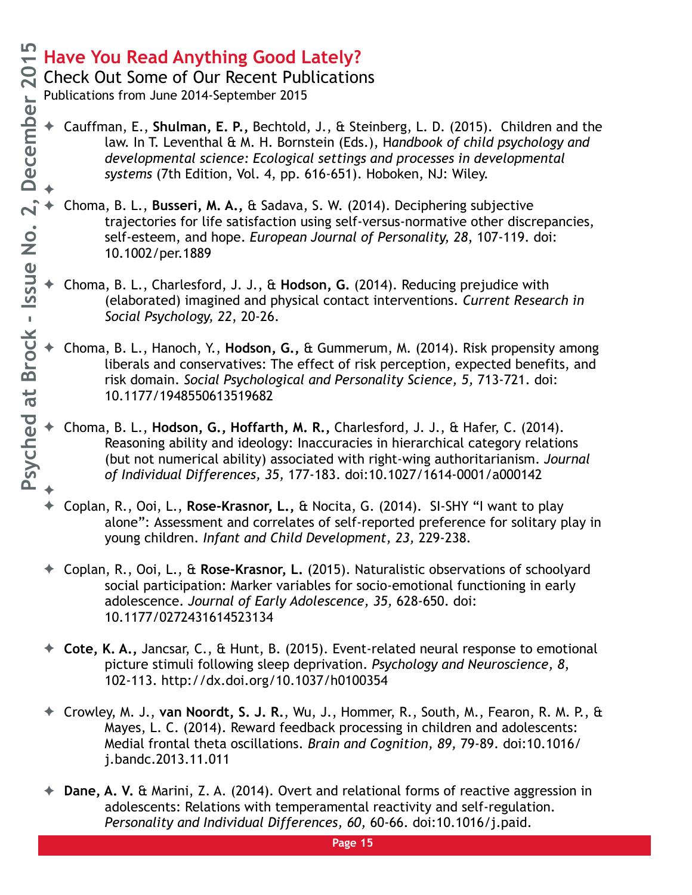## Have You Read Anything Good Lately?

### Check Out Some of Our Recent Publications

Publications from June 2014-September 2015

- Cauffman, E., **Shulman, E. P.,** Bechtold, J., & Steinberg, L. D. (2015). Children and the law. In T. Leventhal & M. H. Bornstein (Eds.), H*andbook of child psychology and developmental science: Ecological settings and processes in developmental systems* (7th Edition, Vol. 4, pp. 616-651). Hoboken, NJ: Wiley.

- Choma, B. L., **Busseri, M. A.,** & Sadava, S. W. (2014). Deciphering subjective trajectories for life satisfaction using self-versus-normative other discrepancies, self-esteem, and hope. *European Journal of Personality, 28*, 107-119. doi: 10.1002/per.1889

- Choma, B. L., Charlesford, J. J., & **Hodson, G.** (2014). Reducing prejudice with (elaborated) imagined and physical contact interventions. *Current Research in Social Psychology, 22,* 20-26.

- Choma, B. L., Hanoch, Y., **Hodson, G.,** & Gummerum, M. (2014). Risk propensity among liberals and conservatives: The effect of risk perception, expected benefits, and risk domain. *Social Psychological and Personality Science, 5,* 713-721. doi: 10.1177/1948550613519682

- Choma, B. L., **Hodson, G., Hoffarth, M. R.,** Charlesford, J. J., & Hafer, C. (2014). Reasoning ability and ideology: Inaccuracies in hierarchical category relations (but not numerical ability) associated with right-wing authoritarianism. *Journal of Individual Differences, 35,* 177-183. doi:10.1027/1614-0001/a000142

- Coplan, R., Ooi, L., **Rose-Krasnor, L.,** & Nocita, G. (2014). SI-SHY "I want to play alone": Assessment and correlates of self-reported preference for solitary play in young children. *Infant and Child Development, 23,* 229-238.

- Coplan, R., Ooi, L., & **Rose-Krasnor, L.** (2015). Naturalistic observations of schoolyard social participation: Marker variables for socio-emotional functioning in early adolescence. *Journal of Early Adolescence, 35,* 628-650. doi: 10.1177/0272431614523134

- **Cote, K. A.,** Jancsar, C., & Hunt, B. (2015). Event-related neural response to emotional picture stimuli following sleep deprivation. *Psychology and Neuroscience, 8,* 102-113. http://dx.doi.org/10.1037/h0100354

- Crowley, M. J., **van Noordt, S. J. R.**, Wu, J., Hommer, R., South, M., Fearon, R. M. P., & Mayes, L. C. (2014). Reward feedback processing in children and adolescents: Medial frontal theta oscillations. *Brain and Cognition, 89,* 79-89. doi:10.1016/j.bandc.2013.11.011

- **Dane, A. V.** & Marini, Z. A. (2014). Overt and relational forms of reactive aggression in adolescents: Relations with temperamental reactivity and self-regulation. *Personality and Individual Differences, 60,* 60-66. doi:10.1016/j.paid.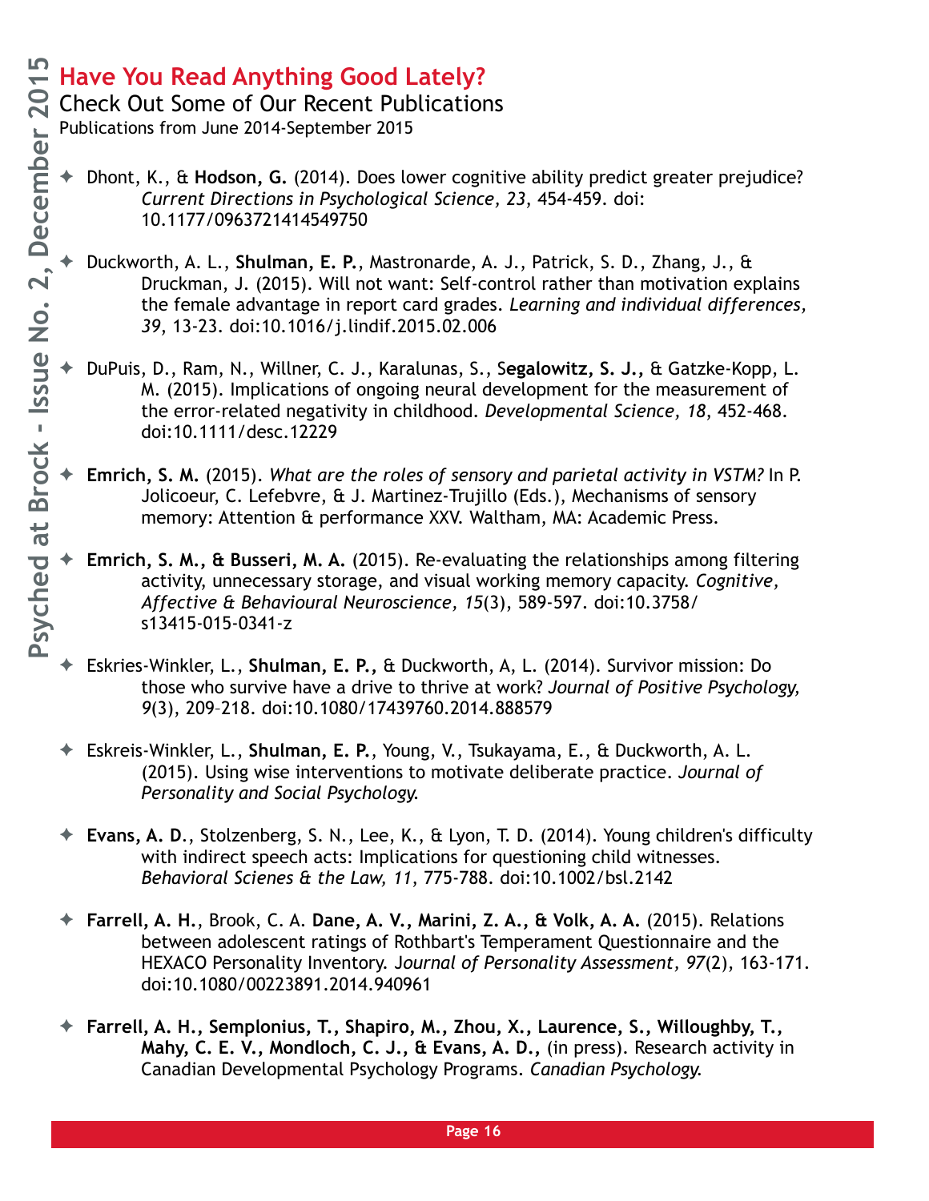## Have You Read Anything Good Lately?

### Check Out Some of Our Recent Publications

Publications from June 2014-September 2015

- Dhont, K., & **Hodson, G.** (2014). Does lower cognitive ability predict greater prejudice? *Current Directions in Psychological Science, 23*, 454-459. doi: 10.1177/0963721414549750

- Duckworth, A. L., **Shulman, E. P.**, Mastronarde, A. J., Patrick, S. D., Zhang, J., & Druckman, J. (2015). Will not want: Self-control rather than motivation explains the female advantage in report card grades. *Learning and individual differences, 39*, 13-23. doi:10.1016/j.lindif.2015.02.006

- DuPuis, D., Ram, N., Willner, C. J., Karalunas, S., S**egalowitz, S. J.,** & Gatzke-Kopp, L. M. (2015). Implications of ongoing neural development for the measurement of the error-related negativity in childhood. *Developmental Science, 18*, 452-468. doi:10.1111/desc.12229

- **Emrich, S. M.** (2015). *What are the roles of sensory and parietal activity in VSTM?* In P. Jolicoeur, C. Lefebvre, & J. Martinez-Trujillo (Eds.), Mechanisms of sensory memory: Attention & performance XXV. Waltham, MA: Academic Press.

- **Emrich, S. M., & Busseri, M. A.** (2015). Re-evaluating the relationships among filtering activity, unnecessary storage, and visual working memory capacity. *Cognitive, Affective & Behavioural Neuroscience, 15*(3), 589-597. doi:10.3758/s13415-015-0341-z

- Eskries-Winkler, L., **Shulman, E. P.,** & Duckworth, A, L. (2014). Survivor mission: Do those who survive have a drive to thrive at work? *Journal of Positive Psychology, 9*(3), 209–218. doi:10.1080/17439760.2014.888579

- Eskreis-Winkler, L., **Shulman, E. P.**, Young, V., Tsukayama, E., & Duckworth, A. L. (2015). Using wise interventions to motivate deliberate practice. *Journal of Personality and Social Psychology.*

- **Evans, A. D.**, Stolzenberg, S. N., Lee, K., & Lyon, T. D. (2014). Young children's difficulty with indirect speech acts: Implications for questioning child witnesses. *Behavioral Scienes & the Law, 11*, 775-788. doi:10.1002/bsl.2142

- **Farrell, A. H.**, Brook, C. A. **Dane, A. V., Marini, Z. A., & Volk, A. A.** (2015). Relations between adolescent ratings of Rothbart's Temperament Questionnaire and the HEXACO Personality Inventory. *Journal of Personality Assessment, 97*(2), 163-171. doi:10.1080/00223891.2014.940961

- **Farrell, A. H., Semplonius, T., Shapiro, M., Zhou, X., Laurence, S., Willoughby, T., Mahy, C. E. V., Mondloch, C. J., & Evans, A. D.,** (in press). Research activity in Canadian Developmental Psychology Programs. *Canadian Psychology.*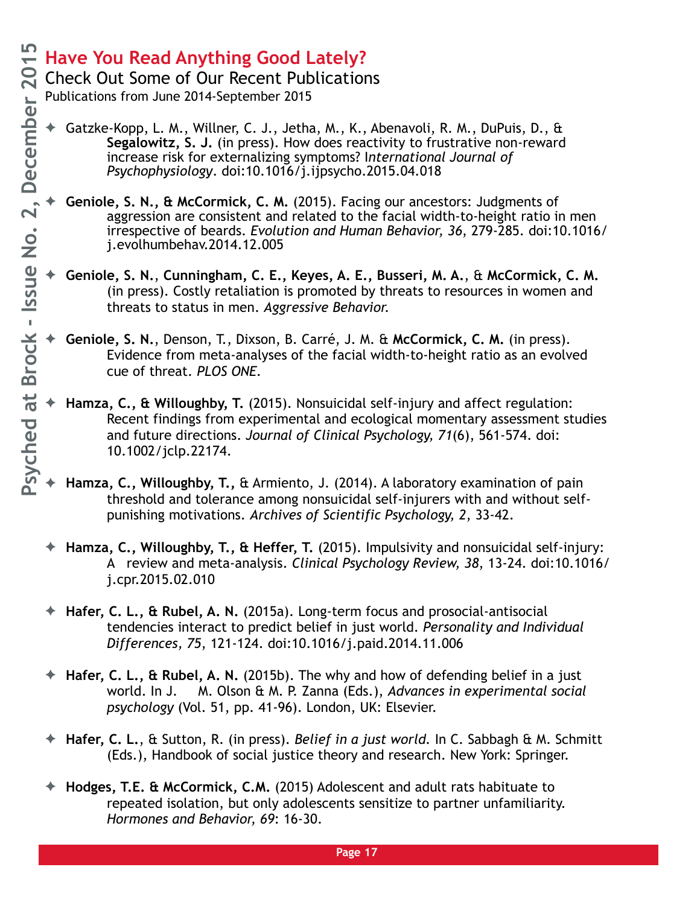## Have You Read Anything Good Lately?

### Check Out Some of Our Recent Publications

Publications from June 2014-September 2015

- Gatzke-Kopp, L. M., Willner, C. J., Jetha, M., K., Abenavoli, R. M., DuPuis, D., & **Segalowitz, S. J.** (in press). How does reactivity to frustrative non-reward increase risk for externalizing symptoms? I*nternational Journal of Psychophysiology*. doi:10.1016/j.ijpsycho.2015.04.018

- **Geniole, S. N., & McCormick, C. M.** (2015). Facing our ancestors: Judgments of aggression are consistent and related to the facial width-to-height ratio in men irrespective of beards. *Evolution and Human Behavior, 36*, 279-285. doi:10.1016/j.evolhumbehav.2014.12.005

- **Geniole, S. N.**, **Cunningham, C. E., Keyes, A. E., Busseri, M. A.**, & **McCormick, C. M.** (in press). Costly retaliation is promoted by threats to resources in women and threats to status in men. *Aggressive Behavior.*

- **Geniole, S. N.**, Denson, T., Dixson, B. Carré, J. M. & **McCormick, C. M.** (in press). Evidence from meta-analyses of the facial width-to-height ratio as an evolved cue of threat. *PLOS ONE*.

- **Hamza, C., & Willoughby, T.** (2015). Nonsuicidal self-injury and affect regulation: Recent findings from experimental and ecological momentary assessment studies and future directions. *Journal of Clinical Psychology, 71*(6), 561-574. doi: 10.1002/jclp.22174.

- **Hamza, C., Willoughby, T.,** & Armiento, J. (2014). A laboratory examination of pain threshold and tolerance among nonsuicidal self-injurers with and without self-punishing motivations. *Archives of Scientific Psychology, 2*, 33-42.

- **Hamza, C., Willoughby, T., & Heffer, T.** (2015). Impulsivity and nonsuicidal self-injury: A review and meta-analysis. *Clinical Psychology Review, 38*, 13-24. doi:10.1016/j.cpr.2015.02.010

- **Hafer, C. L., & Rubel, A. N.** (2015a). Long-term focus and prosocial-antisocial tendencies interact to predict belief in just world. *Personality and Individual Differences, 75*, 121-124. doi:10.1016/j.paid.2014.11.006

- **Hafer, C. L., & Rubel, A. N.** (2015b). The why and how of defending belief in a just world. In J. M. Olson & M. P. Zanna (Eds.), *Advances in experimental social psychology* (Vol. 51, pp. 41-96). London, UK: Elsevier.

- **Hafer, C. L.**, & Sutton, R. (in press). *Belief in a just world.* In C. Sabbagh & M. Schmitt (Eds.), Handbook of social justice theory and research. New York: Springer.

- **Hodges, T.E. & McCormick, C.M.** (2015) Adolescent and adult rats habituate to repeated isolation, but only adolescents sensitize to partner unfamiliarity. *Hormones and Behavior, 69*: 16-30.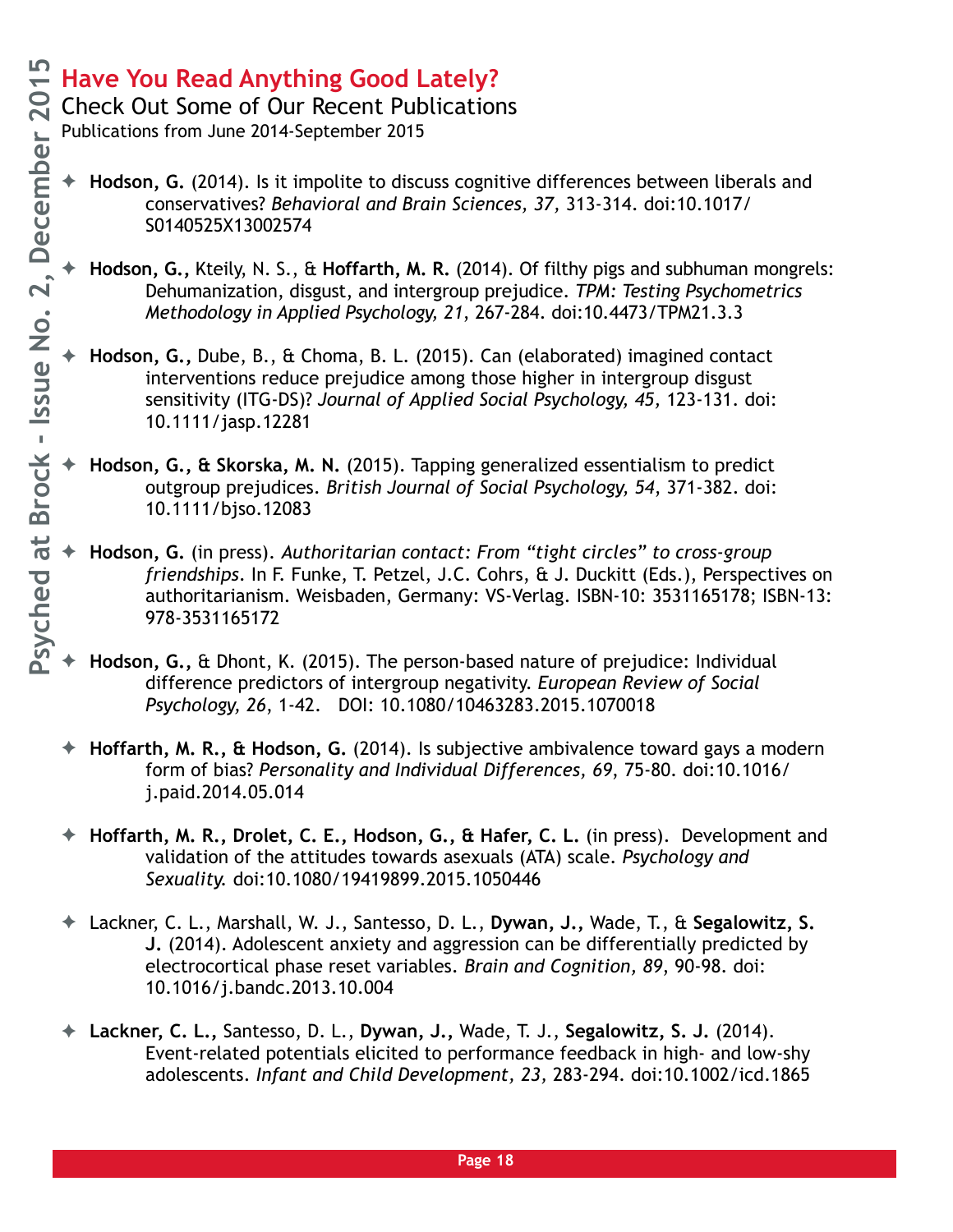# Have You Read Anything Good Lately?

## Check Out Some of Our Recent Publications

Publications from June 2014-September 2015

- **Hodson, G.** (2014). Is it impolite to discuss cognitive differences between liberals and conservatives? *Behavioral and Brain Sciences, 37,* 313-314. doi:10.1017/S0140525X13002574

- **Hodson, G.,** Kteily, N. S., & **Hoffarth, M. R.** (2014). Of filthy pigs and subhuman mongrels: Dehumanization, disgust, and intergroup prejudice. *TPM: Testing Psychometrics Methodology in Applied Psychology, 21*, 267-284. doi:10.4473/TPM21.3.3

- **Hodson, G.,** Dube, B., & Choma, B. L. (2015). Can (elaborated) imagined contact interventions reduce prejudice among those higher in intergroup disgust sensitivity (ITG-DS)? *Journal of Applied Social Psychology, 45,* 123-131. doi: 10.1111/jasp.12281

- **Hodson, G., & Skorska, M. N.** (2015). Tapping generalized essentialism to predict outgroup prejudices. *British Journal of Social Psychology, 54*, 371-382. doi: 10.1111/bjso.12083

- **Hodson, G.** (in press). *Authoritarian contact: From "tight circles" to cross-group friendships*. In F. Funke, T. Petzel, J.C. Cohrs, & J. Duckitt (Eds.), Perspectives on authoritarianism. Weisbaden, Germany: VS-Verlag. ISBN-10: 3531165178; ISBN-13: 978-3531165172

- **Hodson, G.,** & Dhont, K. (2015). The person-based nature of prejudice: Individual difference predictors of intergroup negativity. *European Review of Social Psychology, 26*, 1-42. DOI: 10.1080/10463283.2015.1070018

- **Hoffarth, M. R., & Hodson, G.** (2014). Is subjective ambivalence toward gays a modern form of bias? *Personality and Individual Differences, 69,* 75-80. doi:10.1016/j.paid.2014.05.014

- **Hoffarth, M. R., Drolet, C. E., Hodson, G., & Hafer, C. L.** (in press). Development and validation of the attitudes towards asexuals (ATA) scale. *Psychology and Sexuality.* doi:10.1080/19419899.2015.1050446

- Lackner, C. L., Marshall, W. J., Santesso, D. L., **Dywan, J.,** Wade, T., & **Segalowitz, S. J.** (2014). Adolescent anxiety and aggression can be differentially predicted by electrocortical phase reset variables. *Brain and Cognition, 89*, 90-98. doi: 10.1016/j.bandc.2013.10.004

- **Lackner, C. L.,** Santesso, D. L., **Dywan, J.,** Wade, T. J., **Segalowitz, S. J.** (2014). Event-related potentials elicited to performance feedback in high- and low-shy adolescents. *Infant and Child Development, 23,* 283-294. doi:10.1002/icd.1865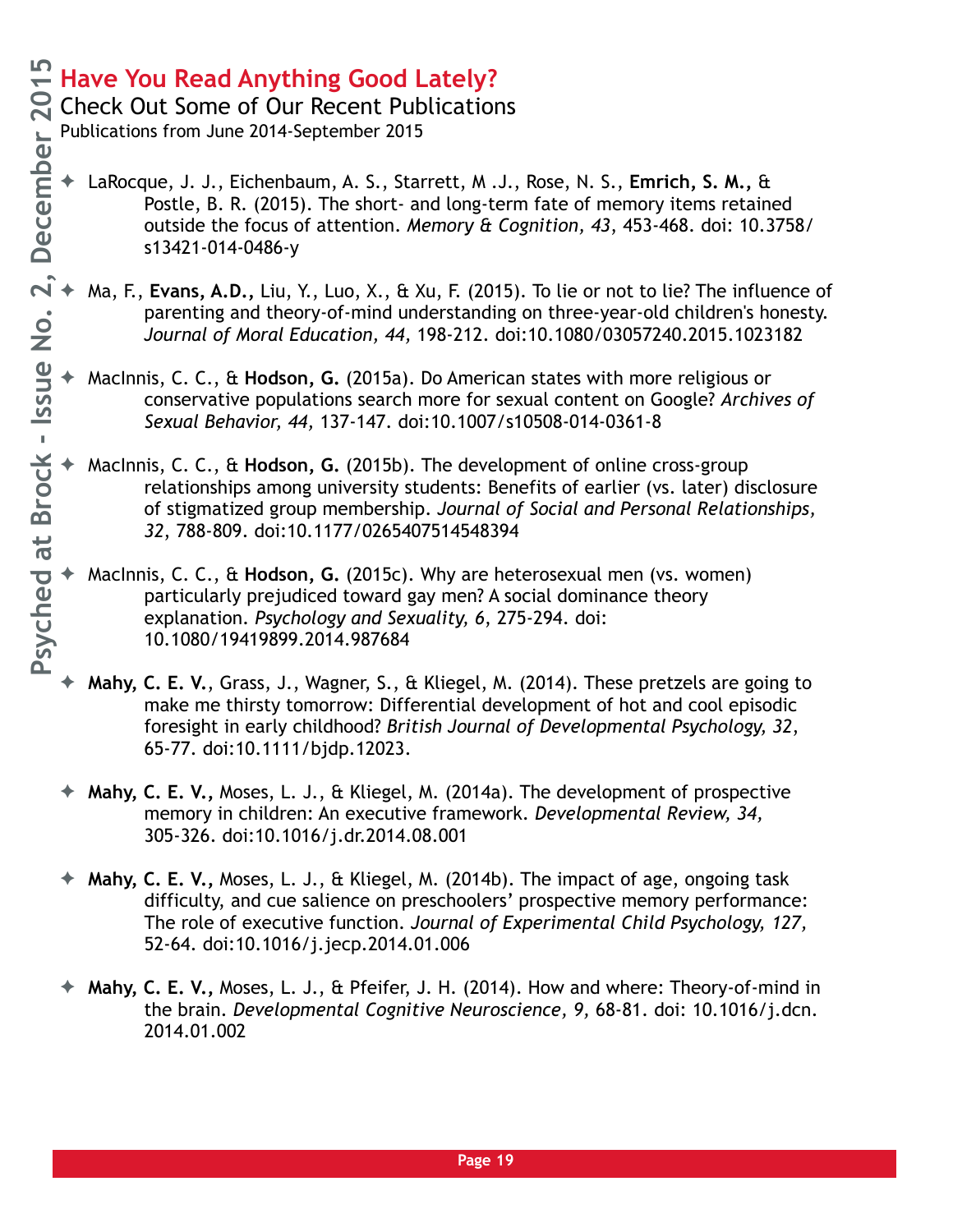# Have You Read Anything Good Lately?

## Check Out Some of Our Recent Publications

Publications from June 2014-September 2015

- LaRocque, J. J., Eichenbaum, A. S., Starrett, M .J., Rose, N. S., **Emrich, S. M.,** & Postle, B. R. (2015). The short- and long-term fate of memory items retained outside the focus of attention. *Memory & Cognition, 43*, 453-468. doi: 10.3758/s13421-014-0486-y

- Ma, F., **Evans, A.D.,** Liu, Y., Luo, X., & Xu, F. (2015). To lie or not to lie? The influence of parenting and theory-of-mind understanding on three-year-old children's honesty. *Journal of Moral Education, 44,* 198-212. doi:10.1080/03057240.2015.1023182

- MacInnis, C. C., & **Hodson, G.** (2015a). Do American states with more religious or conservative populations search more for sexual content on Google? *Archives of Sexual Behavior, 44,* 137-147. doi:10.1007/s10508-014-0361-8

- MacInnis, C. C., & **Hodson, G.** (2015b). The development of online cross-group relationships among university students: Benefits of earlier (vs. later) disclosure of stigmatized group membership. *Journal of Social and Personal Relationships, 32*, 788-809. doi:10.1177/0265407514548394

- MacInnis, C. C., & **Hodson, G.** (2015c). Why are heterosexual men (vs. women) particularly prejudiced toward gay men? A social dominance theory explanation. *Psychology and Sexuality, 6*, 275-294. doi: 10.1080/19419899.2014.987684

- **Mahy, C. E. V.**, Grass, J., Wagner, S., & Kliegel, M. (2014). These pretzels are going to make me thirsty tomorrow: Differential development of hot and cool episodic foresight in early childhood? *British Journal of Developmental Psychology, 32*, 65-77. doi:10.1111/bjdp.12023.

- **Mahy, C. E. V.,** Moses, L. J., & Kliegel, M. (2014a). The development of prospective memory in children: An executive framework. *Developmental Review, 34,* 305-326. doi:10.1016/j.dr.2014.08.001

- **Mahy, C. E. V.,** Moses, L. J., & Kliegel, M. (2014b). The impact of age, ongoing task difficulty, and cue salience on preschoolers' prospective memory performance: The role of executive function. *Journal of Experimental Child Psychology, 127,* 52-64. doi:10.1016/j.jecp.2014.01.006

- **Mahy, C. E. V.,** Moses, L. J., & Pfeifer, J. H. (2014). How and where: Theory-of-mind in the brain. *Developmental Cognitive Neuroscience, 9,* 68-81. doi: 10.1016/j.dcn.2014.01.002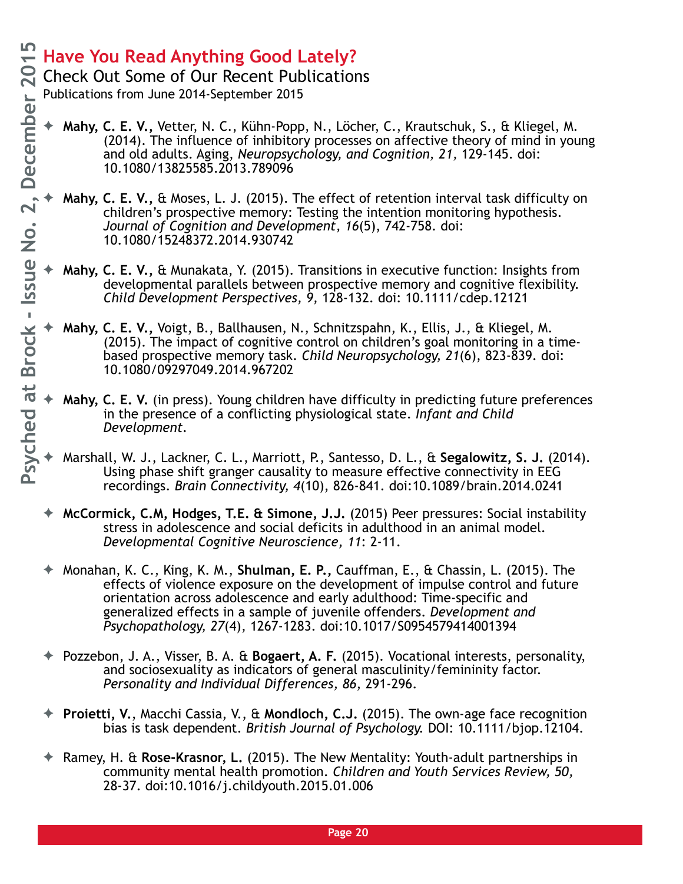## Have You Read Anything Good Lately?

### Check Out Some of Our Recent Publications

Publications from June 2014-September 2015

- **Mahy, C. E. V.,** Vetter, N. C., Kühn-Popp, N., Löcher, C., Krautschuk, S., & Kliegel, M. (2014). The influence of inhibitory processes on affective theory of mind in young and old adults. Aging, *Neuropsychology, and Cognition, 21,* 129-145. doi: 10.1080/13825585.2013.789096

- **Mahy, C. E. V.,** & Moses, L. J. (2015). The effect of retention interval task difficulty on children's prospective memory: Testing the intention monitoring hypothesis. *Journal of Cognition and Development, 16*(5), 742-758. doi: 10.1080/15248372.2014.930742

- **Mahy, C. E. V.,** & Munakata, Y. (2015). Transitions in executive function: Insights from developmental parallels between prospective memory and cognitive flexibility. *Child Development Perspectives, 9,* 128-132. doi: 10.1111/cdep.12121

- **Mahy, C. E. V.,** Voigt, B., Ballhausen, N., Schnitzspahn, K., Ellis, J., & Kliegel, M. (2015). The impact of cognitive control on children's goal monitoring in a time-based prospective memory task. *Child Neuropsychology, 21*(6), 823-839. doi: 10.1080/09297049.2014.967202

- **Mahy, C. E. V.** (in press). Young children have difficulty in predicting future preferences in the presence of a conflicting physiological state. *Infant and Child Development.*

- Marshall, W. J., Lackner, C. L., Marriott, P., Santesso, D. L., & **Segalowitz, S. J.** (2014). Using phase shift granger causality to measure effective connectivity in EEG recordings. *Brain Connectivity, 4*(10), 826-841. doi:10.1089/brain.2014.0241

- **McCormick, C.M, Hodges, T.E. & Simone, J.J.** (2015) Peer pressures: Social instability stress in adolescence and social deficits in adulthood in an animal model. *Developmental Cognitive Neuroscience, 11*: 2-11.

- Monahan, K. C., King, K. M., **Shulman, E. P.,** Cauffman, E., & Chassin, L. (2015). The effects of violence exposure on the development of impulse control and future orientation across adolescence and early adulthood: Time-specific and generalized effects in a sample of juvenile offenders. *Development and Psychopathology, 27*(4), 1267-1283. doi:10.1017/S0954579414001394

- Pozzebon, J. A., Visser, B. A. & **Bogaert, A. F.** (2015). Vocational interests, personality, and sociosexuality as indicators of general masculinity/femininity factor. *Personality and Individual Differences, 86,* 291-296.

- **Proietti, V.**, Macchi Cassia, V., & **Mondloch, C.J.** (2015). The own-age face recognition bias is task dependent. *British Journal of Psychology.* DOI: 10.1111/bjop.12104.

- Ramey, H. & **Rose-Krasnor, L.** (2015). The New Mentality: Youth-adult partnerships in community mental health promotion. *Children and Youth Services Review, 50,* 28-37. doi:10.1016/j.childyouth.2015.01.006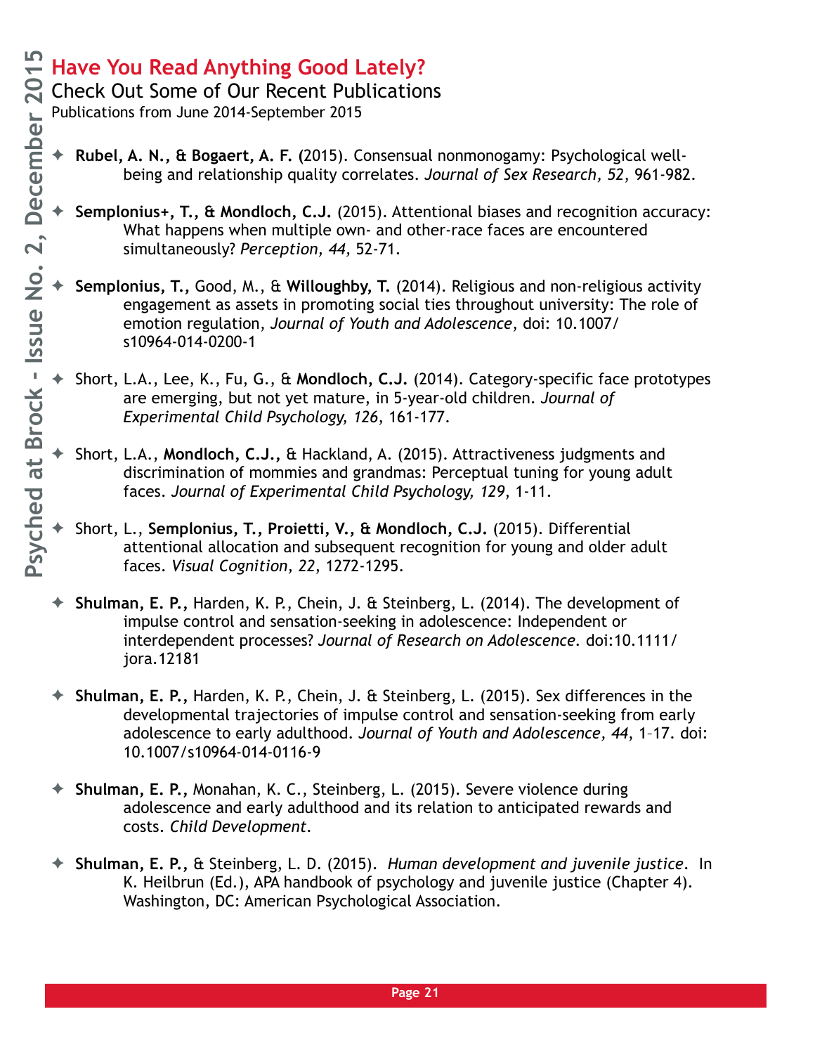# Have You Read Anything Good Lately?

## Check Out Some of Our Recent Publications

Publications from June 2014-September 2015

- **Rubel, A. N., & Bogaert, A. F. (**2015). Consensual nonmonogamy: Psychological well-being and relationship quality correlates. *Journal of Sex Research, 52*, 961-982.

- **Semplonius+, T., & Mondloch, C.J.** (2015). Attentional biases and recognition accuracy: What happens when multiple own- and other-race faces are encountered simultaneously? *Perception, 44,* 52-71.

- **Semplonius, T.,** Good, M., & **Willoughby, T.** (2014). Religious and non-religious activity engagement as assets in promoting social ties throughout university: The role of emotion regulation, *Journal of Youth and Adolescence*, doi: 10.1007/s10964-014-0200-1

- Short, L.A., Lee, K., Fu, G., & **Mondloch, C.J.** (2014). Category-specific face prototypes are emerging, but not yet mature, in 5-year-old children. *Journal of Experimental Child Psychology, 126*, 161-177.

- Short, L.A., **Mondloch, C.J.,** & Hackland, A. (2015). Attractiveness judgments and discrimination of mommies and grandmas: Perceptual tuning for young adult faces. *Journal of Experimental Child Psychology, 129*, 1-11.

- Short, L., **Semplonius, T., Proietti, V., & Mondloch, C.J.** (2015). Differential attentional allocation and subsequent recognition for young and older adult faces. *Visual Cognition, 22*, 1272-1295.

- **Shulman, E. P.,** Harden, K. P., Chein, J. & Steinberg, L. (2014). The development of impulse control and sensation-seeking in adolescence: Independent or interdependent processes? *Journal of Research on Adolescence.* doi:10.1111/jora.12181

- **Shulman, E. P.,** Harden, K. P., Chein, J. & Steinberg, L. (2015). Sex differences in the developmental trajectories of impulse control and sensation-seeking from early adolescence to early adulthood. *Journal of Youth and Adolescence, 44*, 1–17. doi: 10.1007/s10964-014-0116-9

- **Shulman, E. P.,** Monahan, K. C., Steinberg, L. (2015). Severe violence during adolescence and early adulthood and its relation to anticipated rewards and costs. *Child Development.*

- **Shulman, E. P.,** & Steinberg, L. D. (2015). *Human development and juvenile justice*. In K. Heilbrun (Ed.), APA handbook of psychology and juvenile justice (Chapter 4). Washington, DC: American Psychological Association.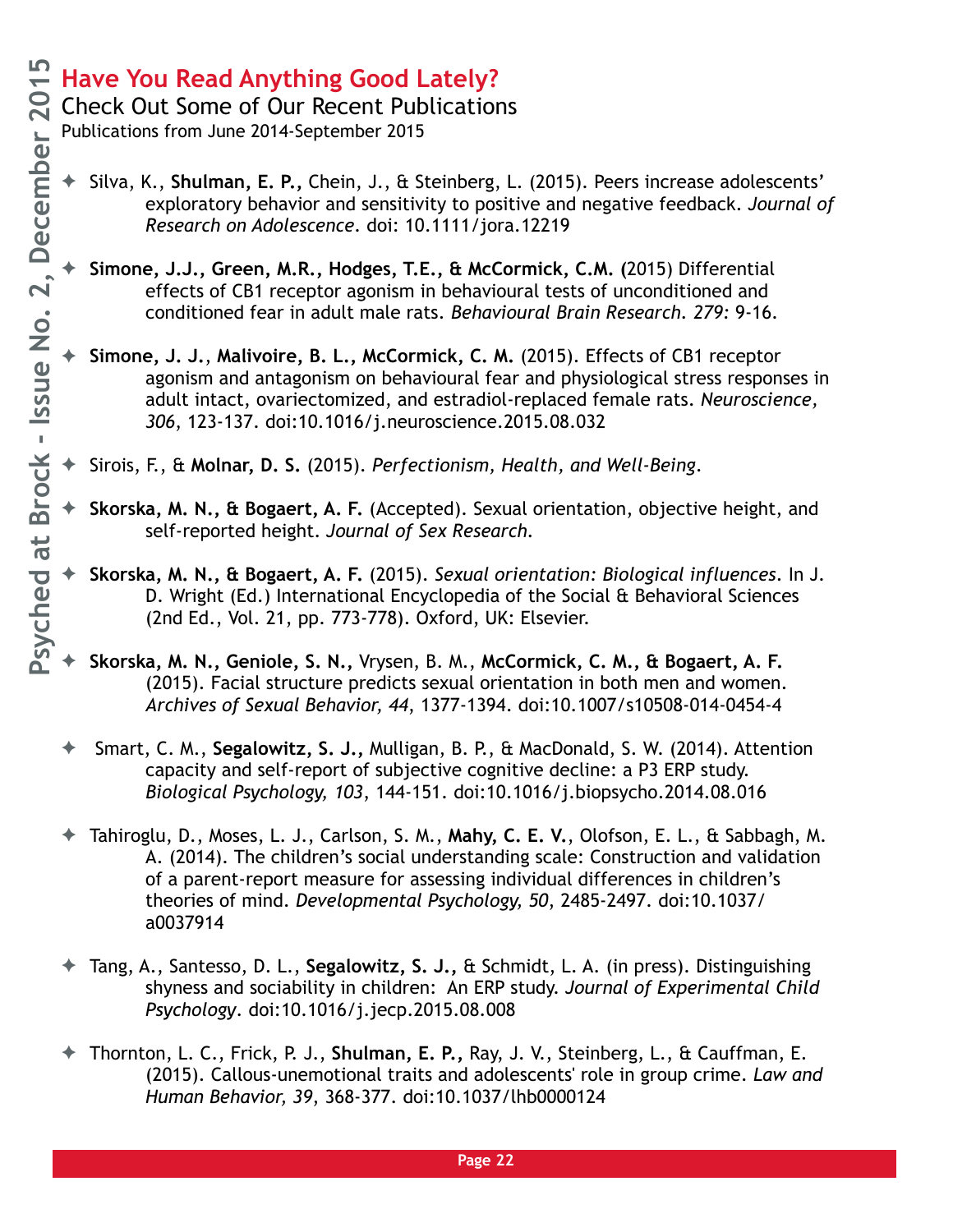## Have You Read Anything Good Lately?

### Check Out Some of Our Recent Publications

Publications from June 2014-September 2015

- Silva, K., **Shulman, E. P.,** Chein, J., & Steinberg, L. (2015). Peers increase adolescents' exploratory behavior and sensitivity to positive and negative feedback. *Journal of Research on Adolescence*. doi: 10.1111/jora.12219

- **Simone, J.J., Green, M.R., Hodges, T.E., & McCormick, C.M. (**2015) Differential effects of CB1 receptor agonism in behavioural tests of unconditioned and conditioned fear in adult male rats. *Behavioural Brain Research. 279:* 9-16.

- **Simone, J. J.**, **Malivoire, B. L., McCormick, C. M.** (2015). Effects of CB1 receptor agonism and antagonism on behavioural fear and physiological stress responses in adult intact, ovariectomized, and estradiol-replaced female rats. *Neuroscience, 306*, 123-137. doi:10.1016/j.neuroscience.2015.08.032

- Sirois, F., & **Molnar, D. S.** (2015). *Perfectionism, Health, and Well-Being*.

- **Skorska, M. N., & Bogaert, A. F.** (Accepted). Sexual orientation, objective height, and self-reported height. *Journal of Sex Research.*

- **Skorska, M. N., & Bogaert, A. F.** (2015). *Sexual orientation: Biological influences*. In J. D. Wright (Ed.) International Encyclopedia of the Social & Behavioral Sciences (2nd Ed., Vol. 21, pp. 773-778). Oxford, UK: Elsevier.

- **Skorska, M. N., Geniole, S. N.,** Vrysen, B. M., **McCormick, C. M., & Bogaert, A. F.** (2015). Facial structure predicts sexual orientation in both men and women. *Archives of Sexual Behavior, 44*, 1377-1394. doi:10.1007/s10508-014-0454-4

- Smart, C. M., **Segalowitz, S. J.,** Mulligan, B. P., & MacDonald, S. W. (2014). Attention capacity and self-report of subjective cognitive decline: a P3 ERP study. *Biological Psychology, 103*, 144-151. doi:10.1016/j.biopsycho.2014.08.016

- Tahiroglu, D., Moses, L. J., Carlson, S. M., **Mahy, C. E. V.**, Olofson, E. L., & Sabbagh, M. A. (2014). The children's social understanding scale: Construction and validation of a parent-report measure for assessing individual differences in children's theories of mind. *Developmental Psychology, 50*, 2485-2497. doi:10.1037/a0037914

- Tang, A., Santesso, D. L., **Segalowitz, S. J.,** & Schmidt, L. A. (in press). Distinguishing shyness and sociability in children: An ERP study. *Journal of Experimental Child Psychology*. doi:10.1016/j.jecp.2015.08.008

- Thornton, L. C., Frick, P. J., **Shulman, E. P.,** Ray, J. V., Steinberg, L., & Cauffman, E. (2015). Callous-unemotional traits and adolescents' role in group crime. *Law and Human Behavior, 39*, 368-377. doi:10.1037/lhb0000124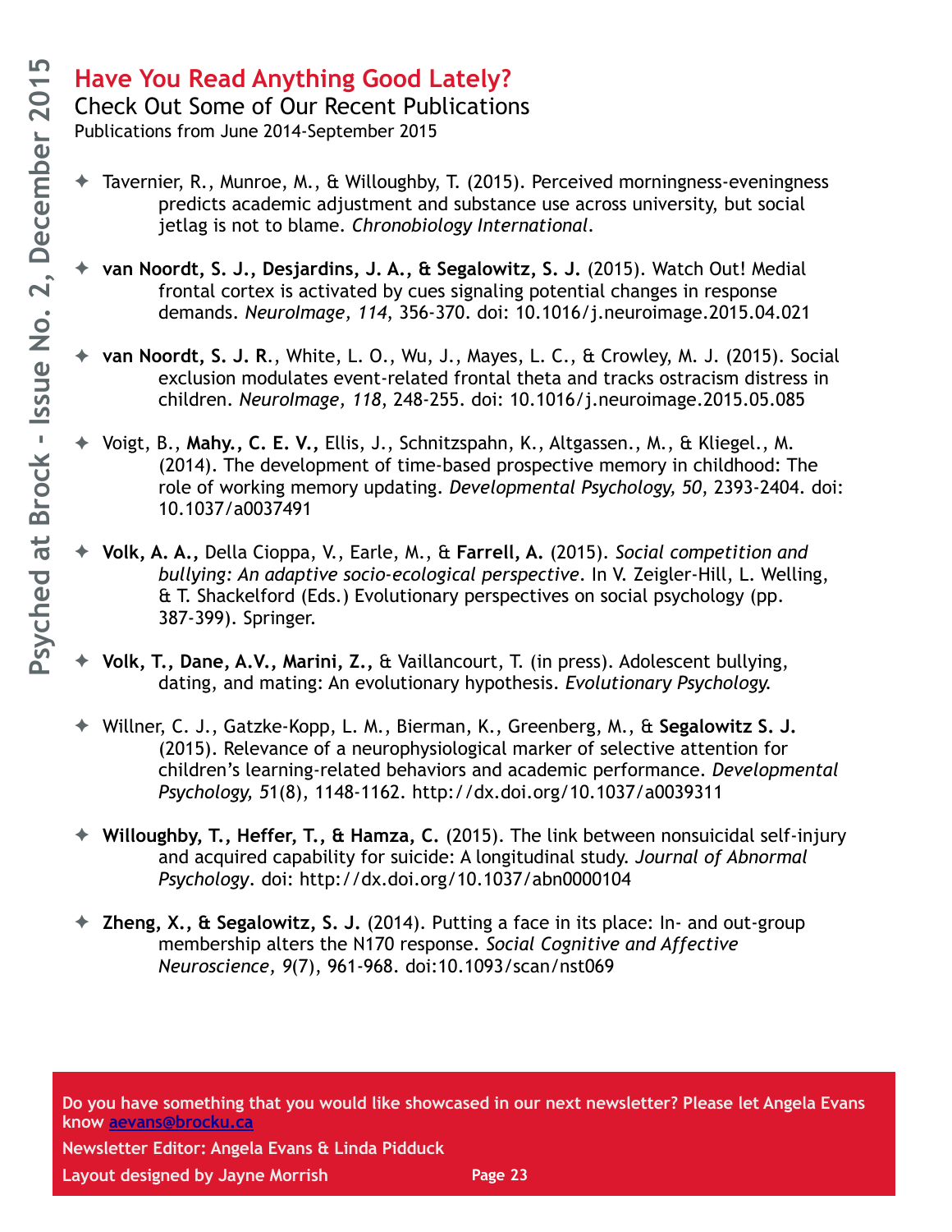# Have You Read Anything Good Lately?

## Check Out Some of Our Recent Publications

Publications from June 2014-September 2015

- Tavernier, R., Munroe, M., & Willoughby, T. (2015). Perceived morningness-eveningness predicts academic adjustment and substance use across university, but social jetlag is not to blame. *Chronobiology International*.

- **van Noordt, S. J., Desjardins, J. A., & Segalowitz, S. J.** (2015). Watch Out! Medial frontal cortex is activated by cues signaling potential changes in response demands. *NeuroImage, 114*, 356-370. doi: 10.1016/j.neuroimage.2015.04.021

- **van Noordt, S. J. R**., White, L. O., Wu, J., Mayes, L. C., & Crowley, M. J. (2015). Social exclusion modulates event-related frontal theta and tracks ostracism distress in children. *NeuroImage, 118*, 248-255. doi: 10.1016/j.neuroimage.2015.05.085

- Voigt, B., **Mahy., C. E. V.,** Ellis, J., Schnitzspahn, K., Altgassen., M., & Kliegel., M. (2014). The development of time-based prospective memory in childhood: The role of working memory updating. *Developmental Psychology, 50*, 2393-2404. doi: 10.1037/a0037491

- **Volk, A. A.,** Della Cioppa, V., Earle, M., & **Farrell, A.** (2015). *Social competition and bullying: An adaptive socio-ecological perspective*. In V. Zeigler-Hill, L. Welling, & T. Shackelford (Eds.) Evolutionary perspectives on social psychology (pp. 387-399). Springer.

- **Volk, T., Dane, A.V., Marini, Z.,** & Vaillancourt, T. (in press). Adolescent bullying, dating, and mating: An evolutionary hypothesis. *Evolutionary Psychology.*

- Willner, C. J., Gatzke-Kopp, L. M., Bierman, K., Greenberg, M., & **Segalowitz S. J.** (2015). Relevance of a neurophysiological marker of selective attention for children's learning-related behaviors and academic performance. *Developmental Psychology, 5*1(8), 1148-1162. http://dx.doi.org/10.1037/a0039311

- **Willoughby, T., Heffer, T., & Hamza, C.** (2015). The link between nonsuicidal self-injury and acquired capability for suicide: A longitudinal study. *Journal of Abnormal Psychology*. doi: http://dx.doi.org/10.1037/abn0000104

- **Zheng, X., & Segalowitz, S. J.** (2014). Putting a face in its place: In- and out-group membership alters the N170 response. *Social Cognitive and Affective Neuroscience, 9*(7), 961-968. doi:10.1093/scan/nst069

**Do you have something that you would like showcased in our next newsletter? Please let Angela Evans know aevans@brocku.ca**

**Newsletter Editor: Angela Evans & Linda Pidduck**

**Layout designed by Jayne Morrish**